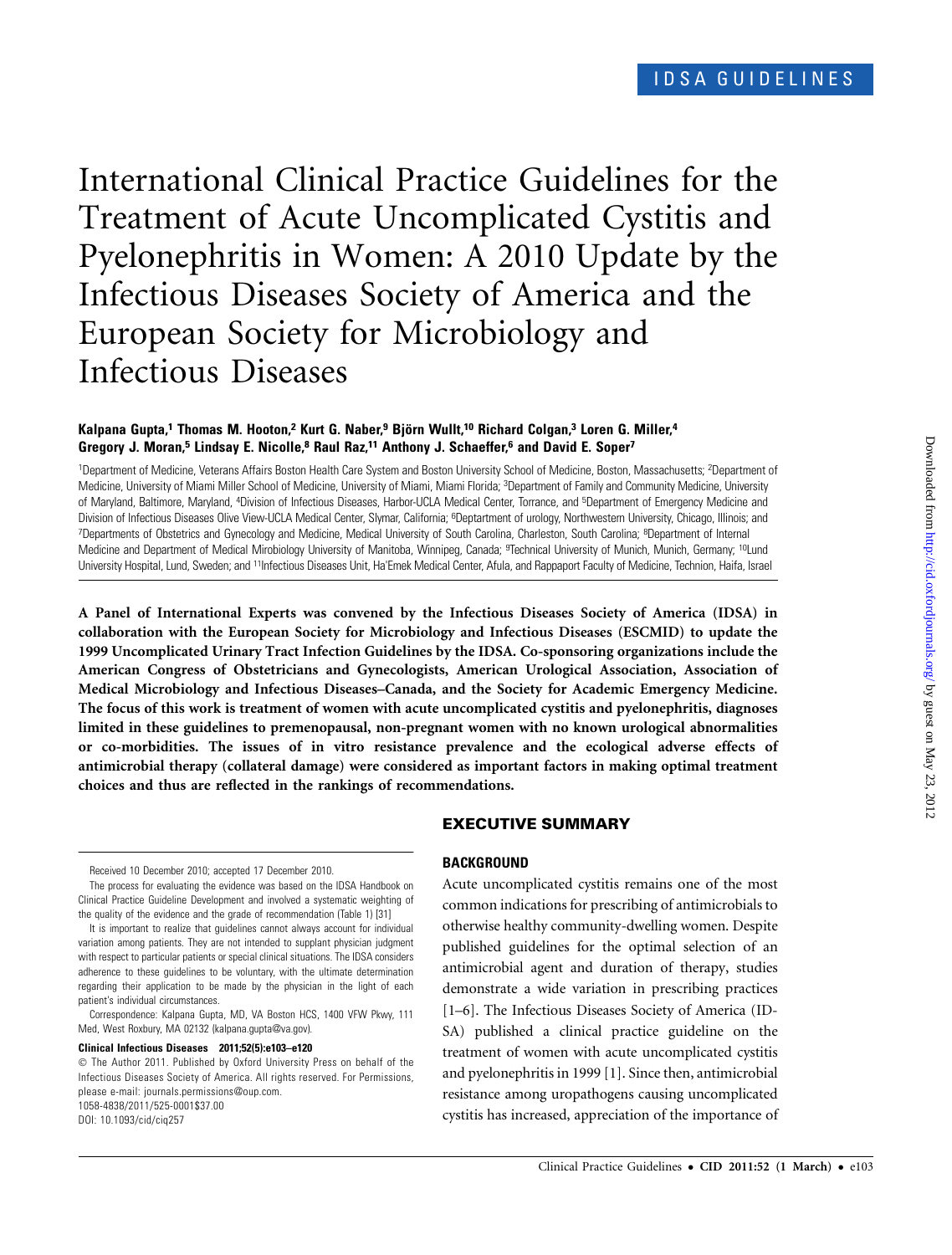# International Clinical Practice Guidelines for the Treatment of Acute Uncomplicated Cystitis and Pyelonephritis in Women: A 2010 Update by the Infectious Diseases Society of America and the European Society for Microbiology and Infectious Diseases

**Kalpana Gupta,[1] Thomas M. Hooton,[2] Kurt G. Naber,[9] Björn Wullt,[10] Richard Colgan,[3] Loren G. Miller,[4] Gregory J. Moran,[5] Lindsay E. Nicolle,[8] Raul Raz,[11] Anthony J. Schaeffer,[6] and David E. Soper[7]**

[1]Department of Medicine, Veterans Affairs Boston Health Care System and Boston University School of Medicine, Boston, Massachusetts; [2]Department of Medicine, University of Miami Miller School of Medicine, University of Miami, Miami Florida; [3]Department of Family and Community Medicine, University of Maryland, Baltimore, Maryland, [4]Division of Infectious Diseases, Harbor-UCLA Medical Center, Torrance, and [5]Department of Emergency Medicine and Division of Infectious Diseases Olive View-UCLA Medical Center, Slymar, California; [6]Deptartment of urology, Northwestern University, Chicago, Illinois; and [7]Departments of Obstetrics and Gynecology and Medicine, Medical University of South Carolina, Charleston, South Carolina; [8]Department of Internal Medicine and Department of Medical Mirobiology University of Manitoba, Winnipeg, Canada; [9]Technical University of Munich, Munich, Germany; [10]Lund University Hospital, Lund, Sweden; and [11]Infectious Diseases Unit, Ha'Emek Medical Center, Afula, and Rappaport Faculty of Medicine, Technion, Haifa, Israel

**A Panel of International Experts was convened by the Infectious Diseases Society of America (IDSA) in collaboration with the European Society for Microbiology and Infectious Diseases (ESCMID) to update the 1999 Uncomplicated Urinary Tract Infection Guidelines by the IDSA. Co-sponsoring organizations include the American Congress of Obstetricians and Gynecologists, American Urological Association, Association of Medical Microbiology and Infectious Diseases–Canada, and the Society for Academic Emergency Medicine. The focus of this work is treatment of women with acute uncomplicated cystitis and pyelonephritis, diagnoses limited in these guidelines to premenopausal, non-pregnant women with no known urological abnormalities or co-morbidities. The issues of in vitro resistance prevalence and the ecological adverse effects of antimicrobial therapy (collateral damage) were considered as important factors in making optimal treatment choices and thus are reflected in the rankings of recommendations.**

Received 10 December 2010; accepted 17 December 2010.

The process for evaluating the evidence was based on the IDSA Handbook on Clinical Practice Guideline Development and involved a systematic weighting of the quality of the evidence and the grade of recommendation (Table 1) [31]

It is important to realize that guidelines cannot always account for individual variation among patients. They are not intended to supplant physician judgment with respect to particular patients or special clinical situations. The IDSA considers adherence to these guidelines to be voluntary, with the ultimate determination regarding their application to be made by the physician in the light of each patient's individual circumstances.

Correspondence: Kalpana Gupta, MD, VA Boston HCS, 1400 VFW Pkwy, 111 Med, West Roxbury, MA 02132 (kalpana.gupta@va.gov).

**Clinical Infectious Diseases 2011;52(5):e103–e120**

© The Author 2011. Published by Oxford University Press on behalf of the Infectious Diseases Society of America. All rights reserved. For Permissions, please e-mail: journals.permissions@oup.com.
1058-4838/2011/525-0001$37.00
DOI: 10.1093/cid/ciq257

## EXECUTIVE SUMMARY

### BACKGROUND

Acute uncomplicated cystitis remains one of the most common indications for prescribing of antimicrobials to otherwise healthy community-dwelling women. Despite published guidelines for the optimal selection of an antimicrobial agent and duration of therapy, studies demonstrate a wide variation in prescribing practices [1–6]. The Infectious Diseases Society of America (IDSA) published a clinical practice guideline on the treatment of women with acute uncomplicated cystitis and pyelonephritis in 1999 [1]. Since then, antimicrobial resistance among uropathogens causing uncomplicated cystitis has increased, appreciation of the importance of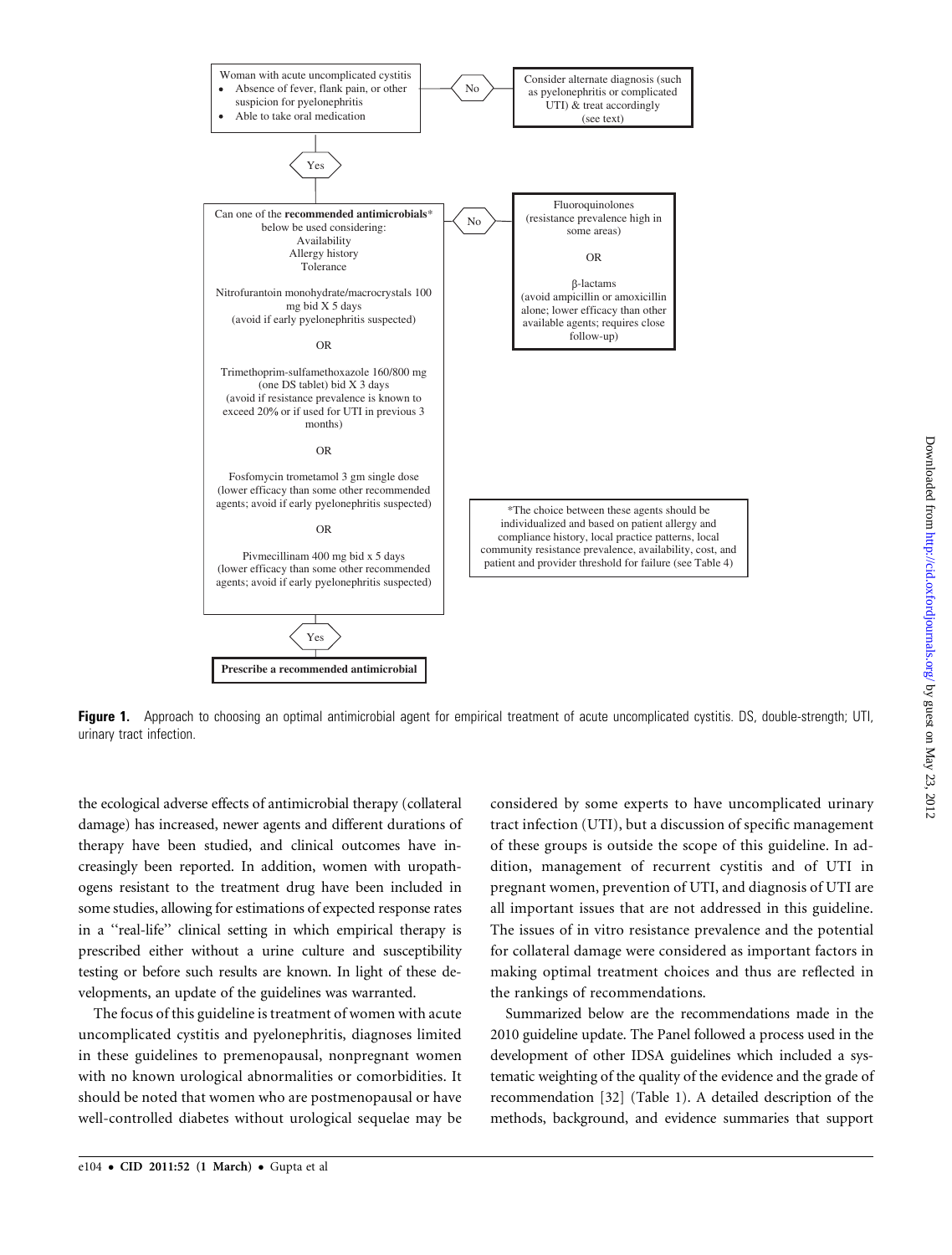Woman with acute uncomplicated cystitis

- Absence of fever, flank pain, or other suspicion for pyelonephritis
- Able to take oral medication

No → Consider alternate diagnosis (such as pyelonephritis or complicated UTI) & treat accordingly (see text)

Yes ↓

Can one of the **recommended antimicrobials*** below be used considering:
Availability
Allergy history
Tolerance

Nitrofurantoin monohydrate/macrocrystals 100 mg bid X 5 days
(avoid if early pyelonephritis suspected)

OR

Trimethoprim-sulfamethoxazole 160/800 mg (one DS tablet) bid X 3 days
(avoid if resistance prevalence is known to exceed 20% or if used for UTI in previous 3 months)

OR

Fosfomycin trometamol 3 gm single dose
(lower efficacy than some other recommended agents; avoid if early pyelonephritis suspected)

OR

Pivmecillinam 400 mg bid x 5 days
(lower efficacy than some other recommended agents; avoid if early pyelonephritis suspected)

No → Fluoroquinolones
(resistance prevalence high in some areas)

OR

β-lactams
(avoid ampicillin or amoxicillin alone; lower efficacy than other available agents; requires close follow-up)

*The choice between these agents should be individualized and based on patient allergy and compliance history, local practice patterns, local community resistance prevalence, availability, cost, and patient and provider threshold for failure (see Table 4)

Yes ↓

**Prescribe a recommended antimicrobial**

**Figure 1.** Approach to choosing an optimal antimicrobial agent for empirical treatment of acute uncomplicated cystitis. DS, double-strength; UTI, urinary tract infection.

the ecological adverse effects of antimicrobial therapy (collateral damage) has increased, newer agents and different durations of therapy have been studied, and clinical outcomes have increasingly been reported. In addition, women with uropathogens resistant to the treatment drug have been included in some studies, allowing for estimations of expected response rates in a ''real-life'' clinical setting in which empirical therapy is prescribed either without a urine culture and susceptibility testing or before such results are known. In light of these developments, an update of the guidelines was warranted.

The focus of this guideline is treatment of women with acute uncomplicated cystitis and pyelonephritis, diagnoses limited in these guidelines to premenopausal, nonpregnant women with no known urological abnormalities or comorbidities. It should be noted that women who are postmenopausal or have well-controlled diabetes without urological sequelae may be considered by some experts to have uncomplicated urinary tract infection (UTI), but a discussion of specific management of these groups is outside the scope of this guideline. In addition, management of recurrent cystitis and of UTI in pregnant women, prevention of UTI, and diagnosis of UTI are all important issues that are not addressed in this guideline. The issues of in vitro resistance prevalence and the potential for collateral damage were considered as important factors in making optimal treatment choices and thus are reflected in the rankings of recommendations.

Summarized below are the recommendations made in the 2010 guideline update. The Panel followed a process used in the development of other IDSA guidelines which included a systematic weighting of the quality of the evidence and the grade of recommendation [32] (Table 1). A detailed description of the methods, background, and evidence summaries that support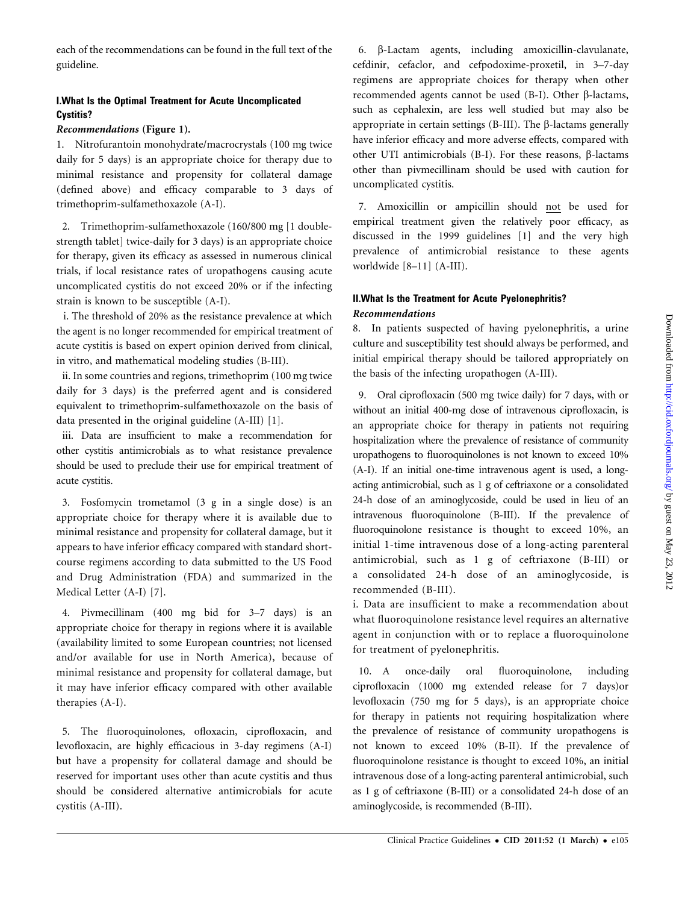each of the recommendations can be found in the full text of the guideline.

### I. What Is the Optimal Treatment for Acute Uncomplicated Cystitis?

***Recommendations*** **(Figure 1).**

1. Nitrofurantoin monohydrate/macrocrystals (100 mg twice daily for 5 days) is an appropriate choice for therapy due to minimal resistance and propensity for collateral damage (defined above) and efficacy comparable to 3 days of trimethoprim-sulfamethoxazole (A-I).

2. Trimethoprim-sulfamethoxazole (160/800 mg [1 double-strength tablet] twice-daily for 3 days) is an appropriate choice for therapy, given its efficacy as assessed in numerous clinical trials, if local resistance rates of uropathogens causing acute uncomplicated cystitis do not exceed 20% or if the infecting strain is known to be susceptible (A-I).

i. The threshold of 20% as the resistance prevalence at which the agent is no longer recommended for empirical treatment of acute cystitis is based on expert opinion derived from clinical, in vitro, and mathematical modeling studies (B-III).

ii. In some countries and regions, trimethoprim (100 mg twice daily for 3 days) is the preferred agent and is considered equivalent to trimethoprim-sulfamethoxazole on the basis of data presented in the original guideline (A-III) [1].

iii. Data are insufficient to make a recommendation for other cystitis antimicrobials as to what resistance prevalence should be used to preclude their use for empirical treatment of acute cystitis.

3. Fosfomycin trometamol (3 g in a single dose) is an appropriate choice for therapy where it is available due to minimal resistance and propensity for collateral damage, but it appears to have inferior efficacy compared with standard short-course regimens according to data submitted to the US Food and Drug Administration (FDA) and summarized in the Medical Letter (A-I) [7].

4. Pivmecillinam (400 mg bid for 3–7 days) is an appropriate choice for therapy in regions where it is available (availability limited to some European countries; not licensed and/or available for use in North America), because of minimal resistance and propensity for collateral damage, but it may have inferior efficacy compared with other available therapies (A-I).

5. The fluoroquinolones, ofloxacin, ciprofloxacin, and levofloxacin, are highly efficacious in 3-day regimens (A-I) but have a propensity for collateral damage and should be reserved for important uses other than acute cystitis and thus should be considered alternative antimicrobials for acute cystitis (A-III).

6. β-Lactam agents, including amoxicillin-clavulanate, cefdinir, cefaclor, and cefpodoxime-proxetil, in 3–7-day regimens are appropriate choices for therapy when other recommended agents cannot be used (B-I). Other β-lactams, such as cephalexin, are less well studied but may also be appropriate in certain settings (B-III). The β-lactams generally have inferior efficacy and more adverse effects, compared with other UTI antimicrobials (B-I). For these reasons, β-lactams other than pivmecillinam should be used with caution for uncomplicated cystitis.

7. Amoxicillin or ampicillin should not be used for empirical treatment given the relatively poor efficacy, as discussed in the 1999 guidelines [1] and the very high prevalence of antimicrobial resistance to these agents worldwide [8–11] (A-III).

### II. What Is the Treatment for Acute Pyelonephritis?

***Recommendations***

8. In patients suspected of having pyelonephritis, a urine culture and susceptibility test should always be performed, and initial empirical therapy should be tailored appropriately on the basis of the infecting uropathogen (A-III).

9. Oral ciprofloxacin (500 mg twice daily) for 7 days, with or without an initial 400-mg dose of intravenous ciprofloxacin, is an appropriate choice for therapy in patients not requiring hospitalization where the prevalence of resistance of community uropathogens to fluoroquinolones is not known to exceed 10% (A-I). If an initial one-time intravenous agent is used, a long-acting antimicrobial, such as 1 g of ceftriaxone or a consolidated 24-h dose of an aminoglycoside, could be used in lieu of an intravenous fluoroquinolone (B-III). If the prevalence of fluoroquinolone resistance is thought to exceed 10%, an initial 1-time intravenous dose of a long-acting parenteral antimicrobial, such as 1 g of ceftriaxone (B-III) or a consolidated 24-h dose of an aminoglycoside, is recommended (B-III).

i. Data are insufficient to make a recommendation about what fluoroquinolone resistance level requires an alternative agent in conjunction with or to replace a fluoroquinolone for treatment of pyelonephritis.

10. A once-daily oral fluoroquinolone, including ciprofloxacin (1000 mg extended release for 7 days)or levofloxacin (750 mg for 5 days), is an appropriate choice for therapy in patients not requiring hospitalization where the prevalence of resistance of community uropathogens is not known to exceed 10% (B-II). If the prevalence of fluoroquinolone resistance is thought to exceed 10%, an initial intravenous dose of a long-acting parenteral antimicrobial, such as 1 g of ceftriaxone (B-III) or a consolidated 24-h dose of an aminoglycoside, is recommended (B-III).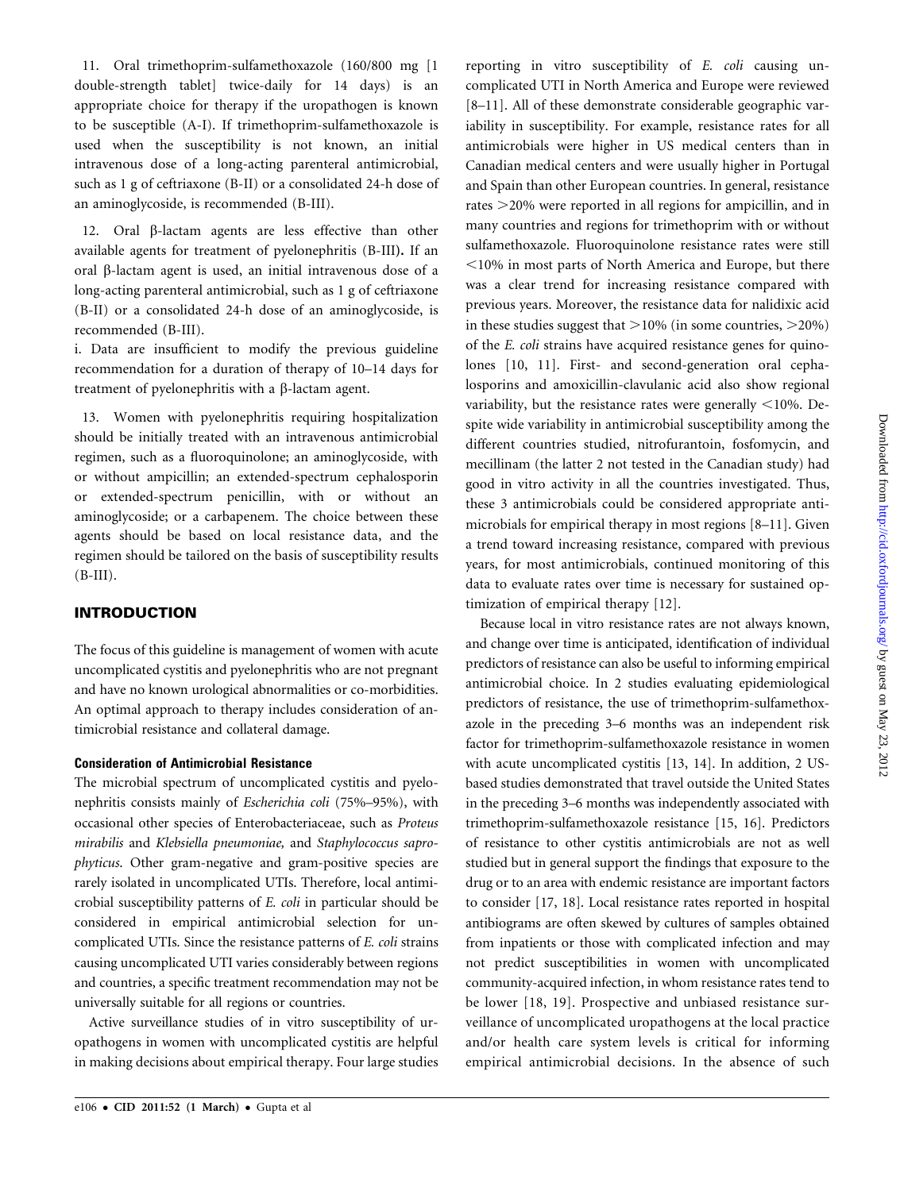11. Oral trimethoprim-sulfamethoxazole (160/800 mg [1 double-strength tablet] twice-daily for 14 days) is an appropriate choice for therapy if the uropathogen is known to be susceptible (A-I). If trimethoprim-sulfamethoxazole is used when the susceptibility is not known, an initial intravenous dose of a long-acting parenteral antimicrobial, such as 1 g of ceftriaxone (B-II) or a consolidated 24-h dose of an aminoglycoside, is recommended (B-III).

12. Oral β-lactam agents are less effective than other available agents for treatment of pyelonephritis (B-III). If an oral β-lactam agent is used, an initial intravenous dose of a long-acting parenteral antimicrobial, such as 1 g of ceftriaxone (B-II) or a consolidated 24-h dose of an aminoglycoside, is recommended (B-III).

i. Data are insufficient to modify the previous guideline recommendation for a duration of therapy of 10–14 days for treatment of pyelonephritis with a β-lactam agent.

13. Women with pyelonephritis requiring hospitalization should be initially treated with an intravenous antimicrobial regimen, such as a fluoroquinolone; an aminoglycoside, with or without ampicillin; an extended-spectrum cephalosporin or extended-spectrum penicillin, with or without an aminoglycoside; or a carbapenem. The choice between these agents should be based on local resistance data, and the regimen should be tailored on the basis of susceptibility results (B-III).

## INTRODUCTION

The focus of this guideline is management of women with acute uncomplicated cystitis and pyelonephritis who are not pregnant and have no known urological abnormalities or co-morbidities. An optimal approach to therapy includes consideration of antimicrobial resistance and collateral damage.

### Consideration of Antimicrobial Resistance

The microbial spectrum of uncomplicated cystitis and pyelonephritis consists mainly of *Escherichia coli* (75%–95%), with occasional other species of Enterobacteriaceae, such as *Proteus mirabilis* and *Klebsiella pneumoniae,* and *Staphylococcus saprophyticus*. Other gram-negative and gram-positive species are rarely isolated in uncomplicated UTIs. Therefore, local antimicrobial susceptibility patterns of *E. coli* in particular should be considered in empirical antimicrobial selection for uncomplicated UTIs. Since the resistance patterns of *E. coli* strains causing uncomplicated UTI varies considerably between regions and countries, a specific treatment recommendation may not be universally suitable for all regions or countries.

Active surveillance studies of in vitro susceptibility of uropathogens in women with uncomplicated cystitis are helpful in making decisions about empirical therapy. Four large studies reporting in vitro susceptibility of *E. coli* causing uncomplicated UTI in North America and Europe were reviewed [8–11]. All of these demonstrate considerable geographic variability in susceptibility. For example, resistance rates for all antimicrobials were higher in US medical centers than in Canadian medical centers and were usually higher in Portugal and Spain than other European countries. In general, resistance rates >20% were reported in all regions for ampicillin, and in many countries and regions for trimethoprim with or without sulfamethoxazole. Fluoroquinolone resistance rates were still <10% in most parts of North America and Europe, but there was a clear trend for increasing resistance compared with previous years. Moreover, the resistance data for nalidixic acid in these studies suggest that >10% (in some countries, >20%) of the *E. coli* strains have acquired resistance genes for quinolones [10, 11]. First- and second-generation oral cephalosporins and amoxicillin-clavulanic acid also show regional variability, but the resistance rates were generally <10%. Despite wide variability in antimicrobial susceptibility among the different countries studied, nitrofurantoin, fosfomycin, and mecillinam (the latter 2 not tested in the Canadian study) had good in vitro activity in all the countries investigated. Thus, these 3 antimicrobials could be considered appropriate antimicrobials for empirical therapy in most regions [8–11]. Given a trend toward increasing resistance, compared with previous years, for most antimicrobials, continued monitoring of this data to evaluate rates over time is necessary for sustained optimization of empirical therapy [12].

Because local in vitro resistance rates are not always known, and change over time is anticipated, identification of individual predictors of resistance can also be useful to informing empirical antimicrobial choice. In 2 studies evaluating epidemiological predictors of resistance, the use of trimethoprim-sulfamethoxazole in the preceding 3–6 months was an independent risk factor for trimethoprim-sulfamethoxazole resistance in women with acute uncomplicated cystitis [13, 14]. In addition, 2 US-based studies demonstrated that travel outside the United States in the preceding 3–6 months was independently associated with trimethoprim-sulfamethoxazole resistance [15, 16]. Predictors of resistance to other cystitis antimicrobials are not as well studied but in general support the findings that exposure to the drug or to an area with endemic resistance are important factors to consider [17, 18]. Local resistance rates reported in hospital antibiograms are often skewed by cultures of samples obtained from inpatients or those with complicated infection and may not predict susceptibilities in women with uncomplicated community-acquired infection, in whom resistance rates tend to be lower [18, 19]. Prospective and unbiased resistance surveillance of uncomplicated uropathogens at the local practice and/or health care system levels is critical for informing empirical antimicrobial decisions. In the absence of such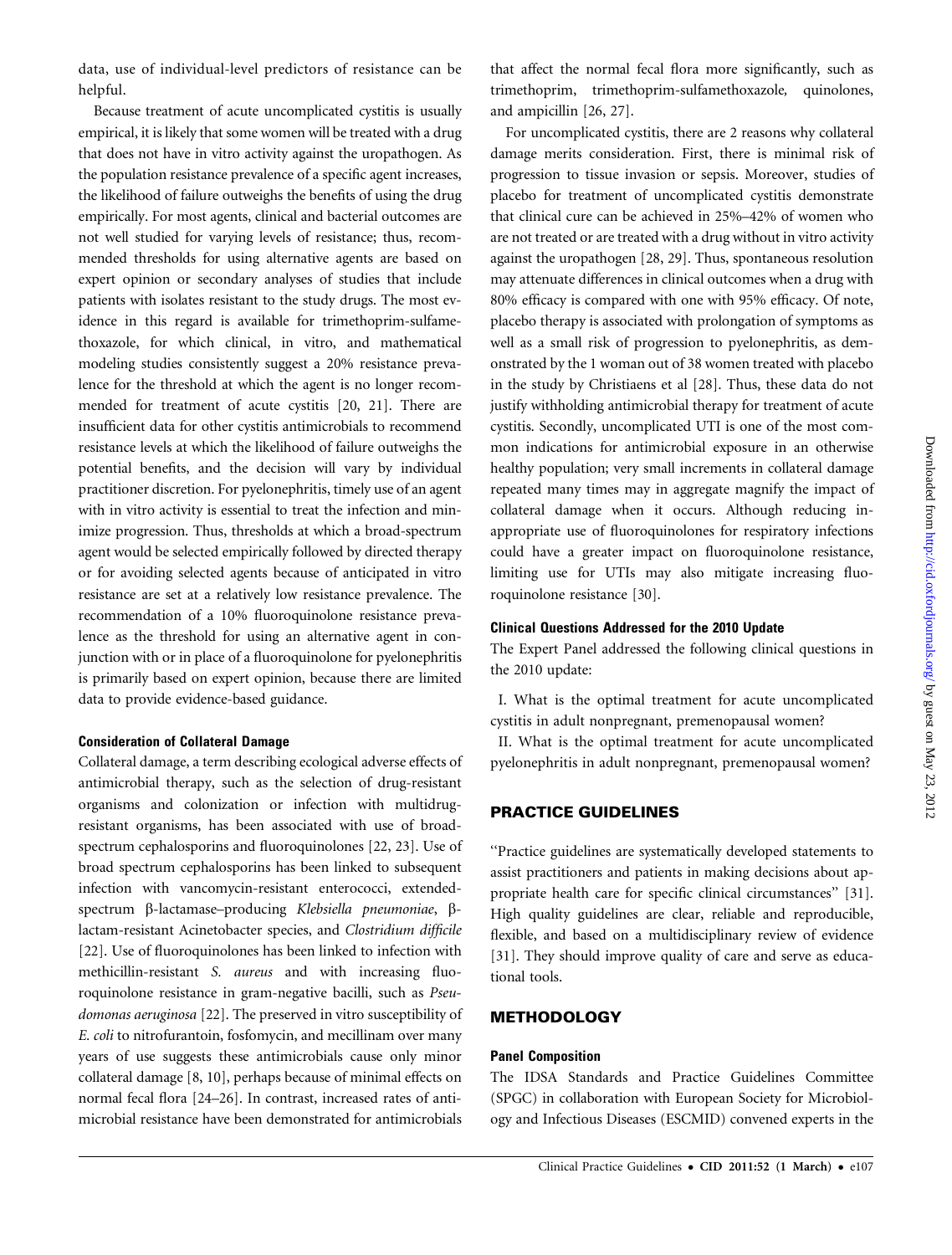data, use of individual-level predictors of resistance can be helpful.

Because treatment of acute uncomplicated cystitis is usually empirical, it is likely that some women will be treated with a drug that does not have in vitro activity against the uropathogen. As the population resistance prevalence of a specific agent increases, the likelihood of failure outweighs the benefits of using the drug empirically. For most agents, clinical and bacterial outcomes are not well studied for varying levels of resistance; thus, recommended thresholds for using alternative agents are based on expert opinion or secondary analyses of studies that include patients with isolates resistant to the study drugs. The most evidence in this regard is available for trimethoprim-sulfamethoxazole, for which clinical, in vitro, and mathematical modeling studies consistently suggest a 20% resistance prevalence for the threshold at which the agent is no longer recommended for treatment of acute cystitis [20, 21]. There are insufficient data for other cystitis antimicrobials to recommend resistance levels at which the likelihood of failure outweighs the potential benefits, and the decision will vary by individual practitioner discretion. For pyelonephritis, timely use of an agent with in vitro activity is essential to treat the infection and minimize progression. Thus, thresholds at which a broad-spectrum agent would be selected empirically followed by directed therapy or for avoiding selected agents because of anticipated in vitro resistance are set at a relatively low resistance prevalence. The recommendation of a 10% fluoroquinolone resistance prevalence as the threshold for using an alternative agent in conjunction with or in place of a fluoroquinolone for pyelonephritis is primarily based on expert opinion, because there are limited data to provide evidence-based guidance.

### Consideration of Collateral Damage

Collateral damage, a term describing ecological adverse effects of antimicrobial therapy, such as the selection of drug-resistant organisms and colonization or infection with multidrug-resistant organisms, has been associated with use of broad-spectrum cephalosporins and fluoroquinolones [22, 23]. Use of broad spectrum cephalosporins has been linked to subsequent infection with vancomycin-resistant enterococci, extended-spectrum β-lactamase–producing *Klebsiella pneumoniae*, β-lactam-resistant Acinetobacter species, and *Clostridium difficile* [22]. Use of fluoroquinolones has been linked to infection with methicillin-resistant *S. aureus* and with increasing fluoroquinolone resistance in gram-negative bacilli, such as *Pseudomonas aeruginosa* [22]. The preserved in vitro susceptibility of *E. coli* to nitrofurantoin, fosfomycin, and mecillinam over many years of use suggests these antimicrobials cause only minor collateral damage [8, 10], perhaps because of minimal effects on normal fecal flora [24–26]. In contrast, increased rates of antimicrobial resistance have been demonstrated for antimicrobials that affect the normal fecal flora more significantly, such as trimethoprim, trimethoprim-sulfamethoxazole, quinolones, and ampicillin [26, 27].

For uncomplicated cystitis, there are 2 reasons why collateral damage merits consideration. First, there is minimal risk of progression to tissue invasion or sepsis. Moreover, studies of placebo for treatment of uncomplicated cystitis demonstrate that clinical cure can be achieved in 25%–42% of women who are not treated or are treated with a drug without in vitro activity against the uropathogen [28, 29]. Thus, spontaneous resolution may attenuate differences in clinical outcomes when a drug with 80% efficacy is compared with one with 95% efficacy. Of note, placebo therapy is associated with prolongation of symptoms as well as a small risk of progression to pyelonephritis, as demonstrated by the 1 woman out of 38 women treated with placebo in the study by Christiaens et al [28]. Thus, these data do not justify withholding antimicrobial therapy for treatment of acute cystitis. Secondly, uncomplicated UTI is one of the most common indications for antimicrobial exposure in an otherwise healthy population; very small increments in collateral damage repeated many times may in aggregate magnify the impact of collateral damage when it occurs. Although reducing inappropriate use of fluoroquinolones for respiratory infections could have a greater impact on fluoroquinolone resistance, limiting use for UTIs may also mitigate increasing fluoroquinolone resistance [30].

### Clinical Questions Addressed for the 2010 Update

The Expert Panel addressed the following clinical questions in the 2010 update:

I. What is the optimal treatment for acute uncomplicated cystitis in adult nonpregnant, premenopausal women?

II. What is the optimal treatment for acute uncomplicated pyelonephritis in adult nonpregnant, premenopausal women?

## PRACTICE GUIDELINES

"Practice guidelines are systematically developed statements to assist practitioners and patients in making decisions about appropriate health care for specific clinical circumstances" [31]. High quality guidelines are clear, reliable and reproducible, flexible, and based on a multidisciplinary review of evidence [31]. They should improve quality of care and serve as educational tools.

## METHODOLOGY

### Panel Composition

The IDSA Standards and Practice Guidelines Committee (SPGC) in collaboration with European Society for Microbiology and Infectious Diseases (ESCMID) convened experts in the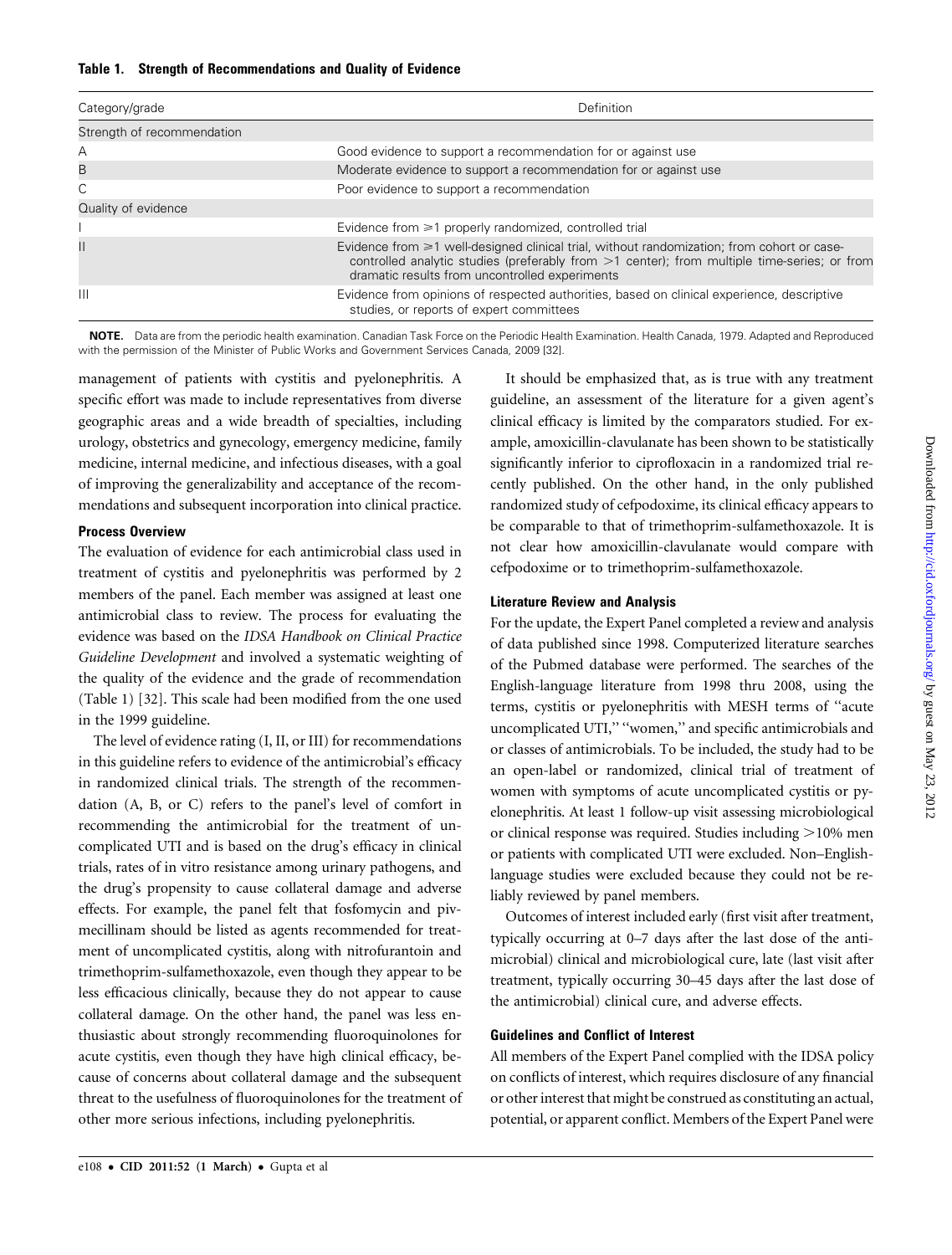**Table 1. Strength of Recommendations and Quality of Evidence**

| Category/grade | Definition |
|---|---|
| Strength of recommendation | |
| A | Good evidence to support a recommendation for or against use |
| B | Moderate evidence to support a recommendation for or against use |
| C | Poor evidence to support a recommendation |
| Quality of evidence | |
| I | Evidence from ≥1 properly randomized, controlled trial |
| II | Evidence from ≥1 well-designed clinical trial, without randomization; from cohort or case-controlled analytic studies (preferably from >1 center); from multiple time-series; or from dramatic results from uncontrolled experiments |
| III | Evidence from opinions of respected authorities, based on clinical experience, descriptive studies, or reports of expert committees |

**NOTE.** Data are from the periodic health examination. Canadian Task Force on the Periodic Health Examination. Health Canada, 1979. Adapted and Reproduced with the permission of the Minister of Public Works and Government Services Canada, 2009 [32].

management of patients with cystitis and pyelonephritis. A specific effort was made to include representatives from diverse geographic areas and a wide breadth of specialties, including urology, obstetrics and gynecology, emergency medicine, family medicine, internal medicine, and infectious diseases, with a goal of improving the generalizability and acceptance of the recommendations and subsequent incorporation into clinical practice.

### Process Overview

The evaluation of evidence for each antimicrobial class used in treatment of cystitis and pyelonephritis was performed by 2 members of the panel. Each member was assigned at least one antimicrobial class to review. The process for evaluating the evidence was based on the *IDSA Handbook on Clinical Practice Guideline Development* and involved a systematic weighting of the quality of the evidence and the grade of recommendation (Table 1) [32]. This scale had been modified from the one used in the 1999 guideline.

The level of evidence rating (I, II, or III) for recommendations in this guideline refers to evidence of the antimicrobial's efficacy in randomized clinical trials. The strength of the recommendation (A, B, or C) refers to the panel's level of comfort in recommending the antimicrobial for the treatment of uncomplicated UTI and is based on the drug's efficacy in clinical trials, rates of in vitro resistance among urinary pathogens, and the drug's propensity to cause collateral damage and adverse effects. For example, the panel felt that fosfomycin and pivmecillinam should be listed as agents recommended for treatment of uncomplicated cystitis, along with nitrofurantoin and trimethoprim-sulfamethoxazole, even though they appear to be less efficacious clinically, because they do not appear to cause collateral damage. On the other hand, the panel was less enthusiastic about strongly recommending fluoroquinolones for acute cystitis, even though they have high clinical efficacy, because of concerns about collateral damage and the subsequent threat to the usefulness of fluoroquinolones for the treatment of other more serious infections, including pyelonephritis.

It should be emphasized that, as is true with any treatment guideline, an assessment of the literature for a given agent's clinical efficacy is limited by the comparators studied. For example, amoxicillin-clavulanate has been shown to be statistically significantly inferior to ciprofloxacin in a randomized trial recently published. On the other hand, in the only published randomized study of cefpodoxime, its clinical efficacy appears to be comparable to that of trimethoprim-sulfamethoxazole. It is not clear how amoxicillin-clavulanate would compare with cefpodoxime or to trimethoprim-sulfamethoxazole.

### Literature Review and Analysis

For the update, the Expert Panel completed a review and analysis of data published since 1998. Computerized literature searches of the Pubmed database were performed. The searches of the English-language literature from 1998 thru 2008, using the terms, cystitis or pyelonephritis with MESH terms of "acute uncomplicated UTI," "women," and specific antimicrobials and or classes of antimicrobials. To be included, the study had to be an open-label or randomized, clinical trial of treatment of women with symptoms of acute uncomplicated cystitis or pyelonephritis. At least 1 follow-up visit assessing microbiological or clinical response was required. Studies including >10% men or patients with complicated UTI were excluded. Non–English-language studies were excluded because they could not be reliably reviewed by panel members.

Outcomes of interest included early (first visit after treatment, typically occurring at 0–7 days after the last dose of the antimicrobial) clinical and microbiological cure, late (last visit after treatment, typically occurring 30–45 days after the last dose of the antimicrobial) clinical cure, and adverse effects.

### Guidelines and Conflict of Interest

All members of the Expert Panel complied with the IDSA policy on conflicts of interest, which requires disclosure of any financial or other interest that might be construed as constituting an actual, potential, or apparent conflict. Members of the Expert Panel were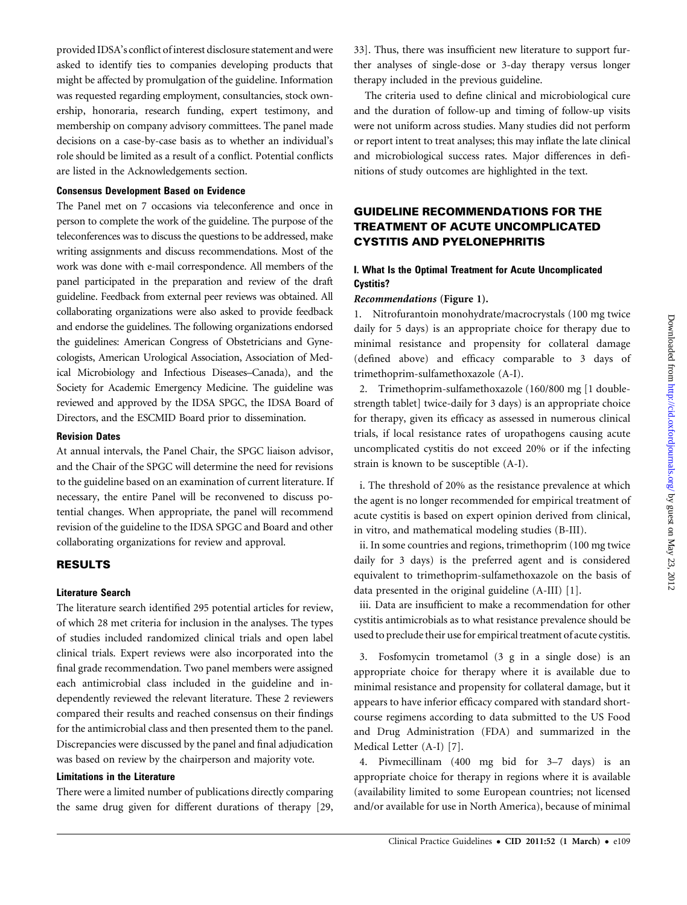provided IDSA's conflict of interest disclosure statement and were asked to identify ties to companies developing products that might be affected by promulgation of the guideline. Information was requested regarding employment, consultancies, stock ownership, honoraria, research funding, expert testimony, and membership on company advisory committees. The panel made decisions on a case-by-case basis as to whether an individual's role should be limited as a result of a conflict. Potential conflicts are listed in the Acknowledgements section.

### Consensus Development Based on Evidence

The Panel met on 7 occasions via teleconference and once in person to complete the work of the guideline. The purpose of the teleconferences was to discuss the questions to be addressed, make writing assignments and discuss recommendations. Most of the work was done with e-mail correspondence. All members of the panel participated in the preparation and review of the draft guideline. Feedback from external peer reviews was obtained. All collaborating organizations were also asked to provide feedback and endorse the guidelines. The following organizations endorsed the guidelines: American Congress of Obstetricians and Gynecologists, American Urological Association, Association of Medical Microbiology and Infectious Diseases–Canada), and the Society for Academic Emergency Medicine. The guideline was reviewed and approved by the IDSA SPGC, the IDSA Board of Directors, and the ESCMID Board prior to dissemination.

### Revision Dates

At annual intervals, the Panel Chair, the SPGC liaison advisor, and the Chair of the SPGC will determine the need for revisions to the guideline based on an examination of current literature. If necessary, the entire Panel will be reconvened to discuss potential changes. When appropriate, the panel will recommend revision of the guideline to the IDSA SPGC and Board and other collaborating organizations for review and approval.

## RESULTS

### Literature Search

The literature search identified 295 potential articles for review, of which 28 met criteria for inclusion in the analyses. The types of studies included randomized clinical trials and open label clinical trials. Expert reviews were also incorporated into the final grade recommendation. Two panel members were assigned each antimicrobial class included in the guideline and independently reviewed the relevant literature. These 2 reviewers compared their results and reached consensus on their findings for the antimicrobial class and then presented them to the panel. Discrepancies were discussed by the panel and final adjudication was based on review by the chairperson and majority vote.

### Limitations in the Literature

There were a limited number of publications directly comparing the same drug given for different durations of therapy [29, 33]. Thus, there was insufficient new literature to support further analyses of single-dose or 3-day therapy versus longer therapy included in the previous guideline.

The criteria used to define clinical and microbiological cure and the duration of follow-up and timing of follow-up visits were not uniform across studies. Many studies did not perform or report intent to treat analyses; this may inflate the late clinical and microbiological success rates. Major differences in definitions of study outcomes are highlighted in the text.

## GUIDELINE RECOMMENDATIONS FOR THE TREATMENT OF ACUTE UNCOMPLICATED CYSTITIS AND PYELONEPHRITIS

### I. What Is the Optimal Treatment for Acute Uncomplicated Cystitis?

***Recommendations*** **(Figure 1).**

1. Nitrofurantoin monohydrate/macrocrystals (100 mg twice daily for 5 days) is an appropriate choice for therapy due to minimal resistance and propensity for collateral damage (defined above) and efficacy comparable to 3 days of trimethoprim-sulfamethoxazole (A-I).

2. Trimethoprim-sulfamethoxazole (160/800 mg [1 double-strength tablet] twice-daily for 3 days) is an appropriate choice for therapy, given its efficacy as assessed in numerous clinical trials, if local resistance rates of uropathogens causing acute uncomplicated cystitis do not exceed 20% or if the infecting strain is known to be susceptible (A-I).

i. The threshold of 20% as the resistance prevalence at which the agent is no longer recommended for empirical treatment of acute cystitis is based on expert opinion derived from clinical, in vitro, and mathematical modeling studies (B-III).

ii. In some countries and regions, trimethoprim (100 mg twice daily for 3 days) is the preferred agent and is considered equivalent to trimethoprim-sulfamethoxazole on the basis of data presented in the original guideline (A-III) [1].

iii. Data are insufficient to make a recommendation for other cystitis antimicrobials as to what resistance prevalence should be used to preclude their use for empirical treatment of acute cystitis.

3. Fosfomycin trometamol (3 g in a single dose) is an appropriate choice for therapy where it is available due to minimal resistance and propensity for collateral damage, but it appears to have inferior efficacy compared with standard short-course regimens according to data submitted to the US Food and Drug Administration (FDA) and summarized in the Medical Letter (A-I) [7].

4. Pivmecillinam (400 mg bid for 3–7 days) is an appropriate choice for therapy in regions where it is available (availability limited to some European countries; not licensed and/or available for use in North America), because of minimal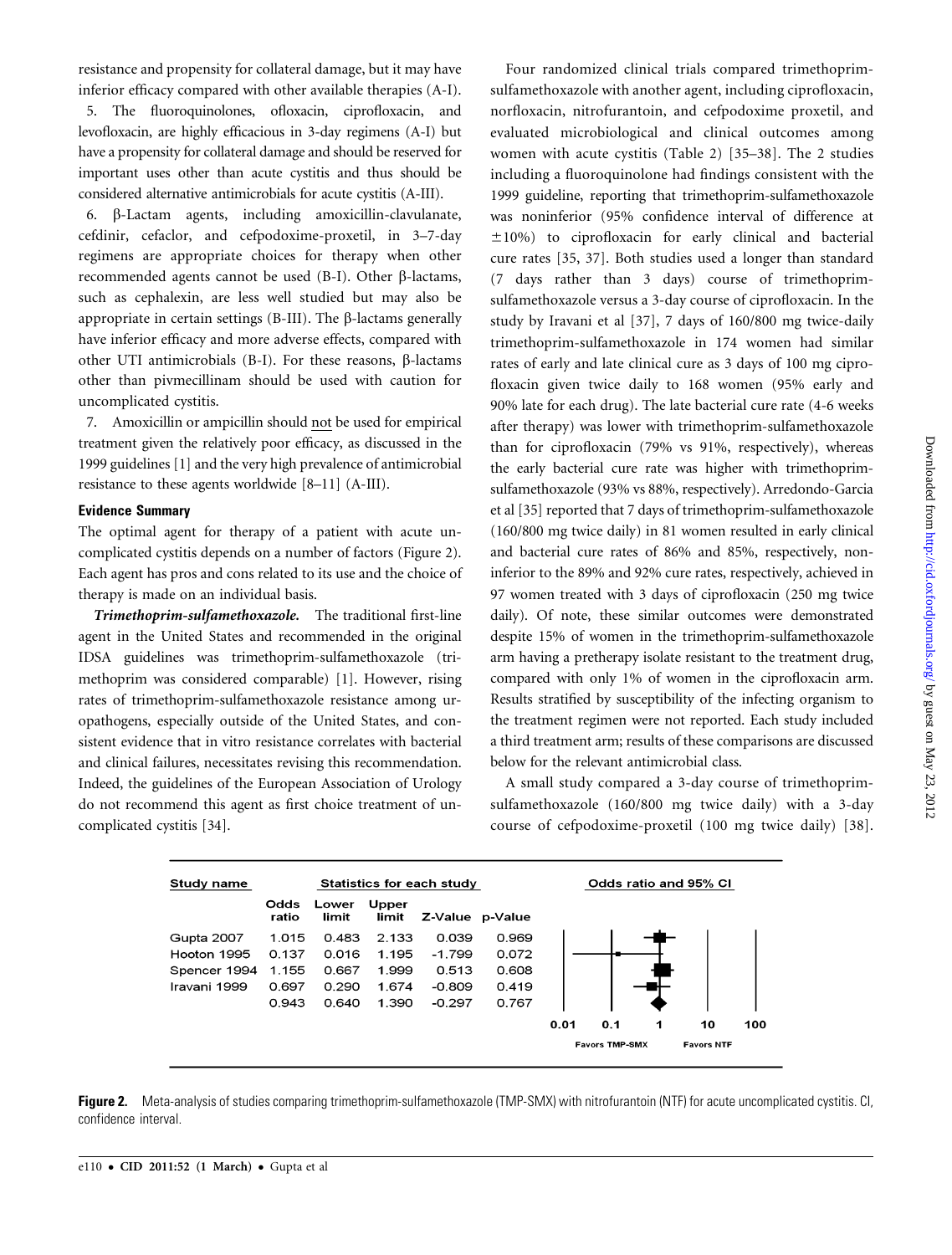resistance and propensity for collateral damage, but it may have inferior efficacy compared with other available therapies (A-I).

5. The fluoroquinolones, ofloxacin, ciprofloxacin, and levofloxacin, are highly efficacious in 3-day regimens (A-I) but have a propensity for collateral damage and should be reserved for important uses other than acute cystitis and thus should be considered alternative antimicrobials for acute cystitis (A-III).

6. β-Lactam agents, including amoxicillin-clavulanate, cefdinir, cefaclor, and cefpodoxime-proxetil, in 3–7-day regimens are appropriate choices for therapy when other recommended agents cannot be used (B-I). Other β-lactams, such as cephalexin, are less well studied but may also be appropriate in certain settings (B-III). The β-lactams generally have inferior efficacy and more adverse effects, compared with other UTI antimicrobials (B-I). For these reasons, β-lactams other than pivmecillinam should be used with caution for uncomplicated cystitis.

7. Amoxicillin or ampicillin should not be used for empirical treatment given the relatively poor efficacy, as discussed in the 1999 guidelines [1] and the very high prevalence of antimicrobial resistance to these agents worldwide [8–11] (A-III).

### Evidence Summary

The optimal agent for therapy of a patient with acute uncomplicated cystitis depends on a number of factors (Figure 2). Each agent has pros and cons related to its use and the choice of therapy is made on an individual basis.

***Trimethoprim-sulfamethoxazole.*** The traditional first-line agent in the United States and recommended in the original IDSA guidelines was trimethoprim-sulfamethoxazole (trimethoprim was considered comparable) [1]. However, rising rates of trimethoprim-sulfamethoxazole resistance among uropathogens, especially outside of the United States, and consistent evidence that in vitro resistance correlates with bacterial and clinical failures, necessitates revising this recommendation. Indeed, the guidelines of the European Association of Urology do not recommend this agent as first choice treatment of uncomplicated cystitis [34].

Four randomized clinical trials compared trimethoprim-sulfamethoxazole with another agent, including ciprofloxacin, norfloxacin, nitrofurantoin, and cefpodoxime proxetil, and evaluated microbiological and clinical outcomes among women with acute cystitis (Table 2) [35–38]. The 2 studies including a fluoroquinolone had findings consistent with the 1999 guideline, reporting that trimethoprim-sulfamethoxazole was noninferior (95% confidence interval of difference at ±10%) to ciprofloxacin for early clinical and bacterial cure rates [35, 37]. Both studies used a longer than standard (7 days rather than 3 days) course of trimethoprim-sulfamethoxazole versus a 3-day course of ciprofloxacin. In the study by Iravani et al [37], 7 days of 160/800 mg twice-daily trimethoprim-sulfamethoxazole in 174 women had similar rates of early and late clinical cure as 3 days of 100 mg ciprofloxacin given twice daily to 168 women (95% early and 90% late for each drug). The late bacterial cure rate (4-6 weeks after therapy) was lower with trimethoprim-sulfamethoxazole than for ciprofloxacin (79% vs 91%, respectively), whereas the early bacterial cure rate was higher with trimethoprim-sulfamethoxazole (93% vs 88%, respectively). Arredondo-Garcia et al [35] reported that 7 days of trimethoprim-sulfamethoxazole (160/800 mg twice daily) in 81 women resulted in early clinical and bacterial cure rates of 86% and 85%, respectively, noninferior to the 89% and 92% cure rates, respectively, achieved in 97 women treated with 3 days of ciprofloxacin (250 mg twice daily). Of note, these similar outcomes were demonstrated despite 15% of women in the trimethoprim-sulfamethoxazole arm having a pretherapy isolate resistant to the treatment drug, compared with only 1% of women in the ciprofloxacin arm. Results stratified by susceptibility of the infecting organism to the treatment regimen were not reported. Each study included a third treatment arm; results of these comparisons are discussed below for the relevant antimicrobial class.

A small study compared a 3-day course of trimethoprim-sulfamethoxazole (160/800 mg twice daily) with a 3-day course of cefpodoxime-proxetil (100 mg twice daily) [38].

| Study name | Odds ratio | Lower limit | Upper limit | Z-Value | p-Value |
|---|---|---|---|---|---|
| Gupta 2007 | 1.015 | 0.483 | 2.133 | 0.039 | 0.969 |
| Hooton 1995 | 0.137 | 0.016 | 1.195 | -1.799 | 0.072 |
| Spencer 1994 | 1.155 | 0.667 | 1.999 | 0.513 | 0.608 |
| Iravani 1999 | 0.697 | 0.290 | 1.674 | -0.809 | 0.419 |
| | 0.943 | 0.640 | 1.390 | -0.297 | 0.767 |

Odds ratio and 95% CI (axis 0.01, 0.1, 1, 10, 100; Favors TMP-SMX / Favors NTF)

**Figure 2.** Meta-analysis of studies comparing trimethoprim-sulfamethoxazole (TMP-SMX) with nitrofurantoin (NTF) for acute uncomplicated cystitis. CI, confidence interval.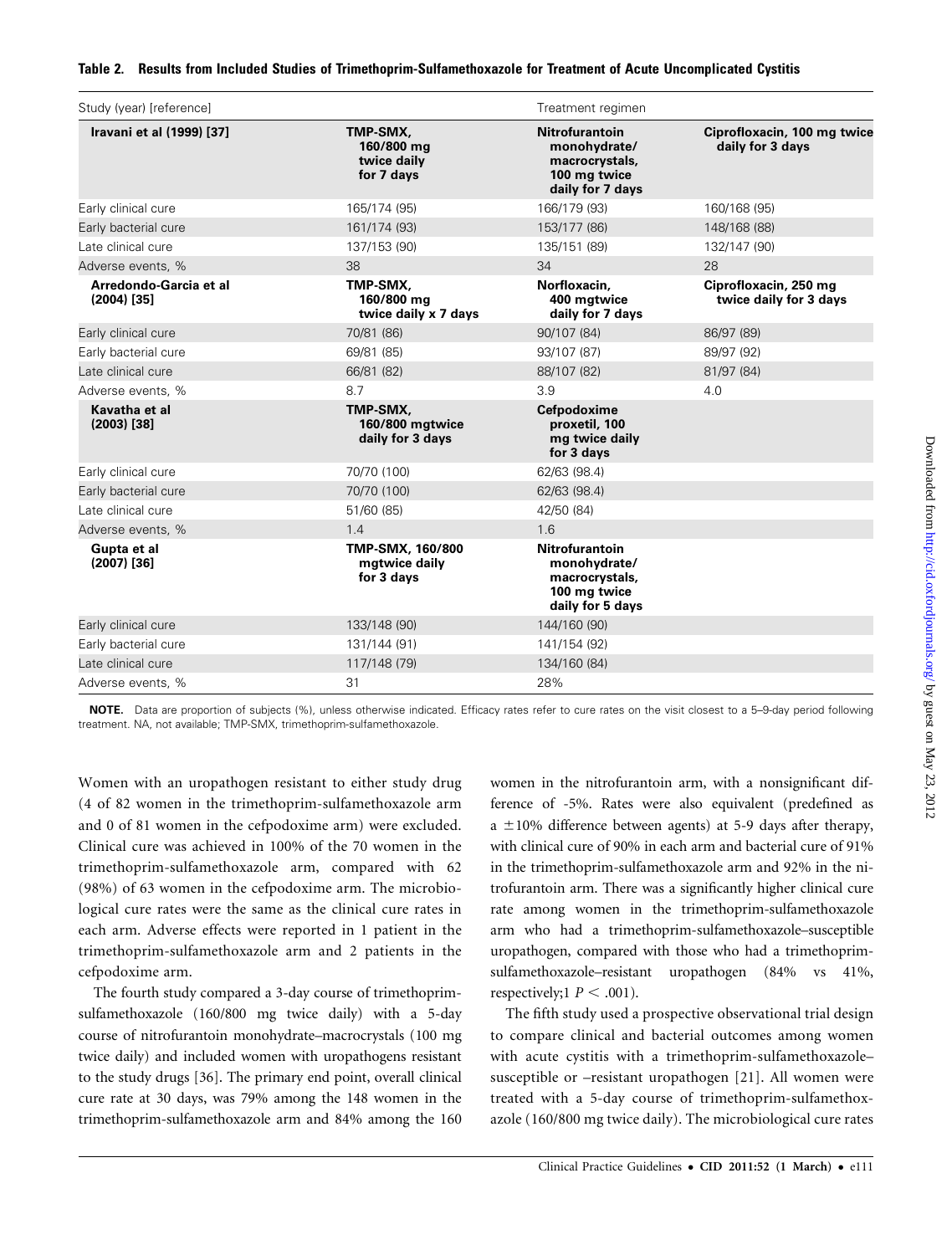**Table 2. Results from Included Studies of Trimethoprim-Sulfamethoxazole for Treatment of Acute Uncomplicated Cystitis**

| Study (year) [reference] | Treatment regimen | | |
|---|---|---|---|
| **Iravani et al (1999) [37]** | **TMP-SMX, 160/800 mg twice daily for 7 days** | **Nitrofurantoin monohydrate/ macrocrystals, 100 mg twice daily for 7 days** | **Ciprofloxacin, 100 mg twice daily for 3 days** |
| Early clinical cure | 165/174 (95) | 166/179 (93) | 160/168 (95) |
| Early bacterial cure | 161/174 (93) | 153/177 (86) | 148/168 (88) |
| Late clinical cure | 137/153 (90) | 135/151 (89) | 132/147 (90) |
| Adverse events, % | 38 | 34 | 28 |
| **Arredondo-Garcia et al (2004) [35]** | **TMP-SMX, 160/800 mg twice daily x 7 days** | **Norfloxacin, 400 mgtwice daily for 7 days** | **Ciprofloxacin, 250 mg twice daily for 3 days** |
| Early clinical cure | 70/81 (86) | 90/107 (84) | 86/97 (89) |
| Early bacterial cure | 69/81 (85) | 93/107 (87) | 89/97 (92) |
| Late clinical cure | 66/81 (82) | 88/107 (82) | 81/97 (84) |
| Adverse events, % | 8.7 | 3.9 | 4.0 |
| **Kavatha et al (2003) [38]** | **TMP-SMX, 160/800 mgtwice daily for 3 days** | **Cefpodoxime proxetil, 100 mg twice daily for 3 days** | |
| Early clinical cure | 70/70 (100) | 62/63 (98.4) | |
| Early bacterial cure | 70/70 (100) | 62/63 (98.4) | |
| Late clinical cure | 51/60 (85) | 42/50 (84) | |
| Adverse events, % | 1.4 | 1.6 | |
| **Gupta et al (2007) [36]** | **TMP-SMX, 160/800 mgtwice daily for 3 days** | **Nitrofurantoin monohydrate/ macrocrystals, 100 mg twice daily for 5 days** | |
| Early clinical cure | 133/148 (90) | 144/160 (90) | |
| Early bacterial cure | 131/144 (91) | 141/154 (92) | |
| Late clinical cure | 117/148 (79) | 134/160 (84) | |
| Adverse events, % | 31 | 28% | |

**NOTE.** Data are proportion of subjects (%), unless otherwise indicated. Efficacy rates refer to cure rates on the visit closest to a 5–9-day period following treatment. NA, not available; TMP-SMX, trimethoprim-sulfamethoxazole.

Women with an uropathogen resistant to either study drug (4 of 82 women in the trimethoprim-sulfamethoxazole arm and 0 of 81 women in the cefpodoxime arm) were excluded. Clinical cure was achieved in 100% of the 70 women in the trimethoprim-sulfamethoxazole arm, compared with 62 (98%) of 63 women in the cefpodoxime arm. The microbiological cure rates were the same as the clinical cure rates in each arm. Adverse effects were reported in 1 patient in the trimethoprim-sulfamethoxazole arm and 2 patients in the cefpodoxime arm.

The fourth study compared a 3-day course of trimethoprim-sulfamethoxazole (160/800 mg twice daily) with a 5-day course of nitrofurantoin monohydrate–macrocrystals (100 mg twice daily) and included women with uropathogens resistant to the study drugs [36]. The primary end point, overall clinical cure rate at 30 days, was 79% among the 148 women in the trimethoprim-sulfamethoxazole arm and 84% among the 160 women in the nitrofurantoin arm, with a nonsignificant difference of -5%. Rates were also equivalent (predefined as a ±10% difference between agents) at 5-9 days after therapy, with clinical cure of 90% in each arm and bacterial cure of 91% in the trimethoprim-sulfamethoxazole arm and 92% in the nitrofurantoin arm. There was a significantly higher clinical cure rate among women in the trimethoprim-sulfamethoxazole arm who had a trimethoprim-sulfamethoxazole–susceptible uropathogen, compared with those who had a trimethoprim-sulfamethoxazole–resistant uropathogen (84% vs 41%, respectively;1 $P < .001$).

The fifth study used a prospective observational trial design to compare clinical and bacterial outcomes among women with acute cystitis with a trimethoprim-sulfamethoxazole–susceptible or –resistant uropathogen [21]. All women were treated with a 5-day course of trimethoprim-sulfamethoxazole (160/800 mg twice daily). The microbiological cure rates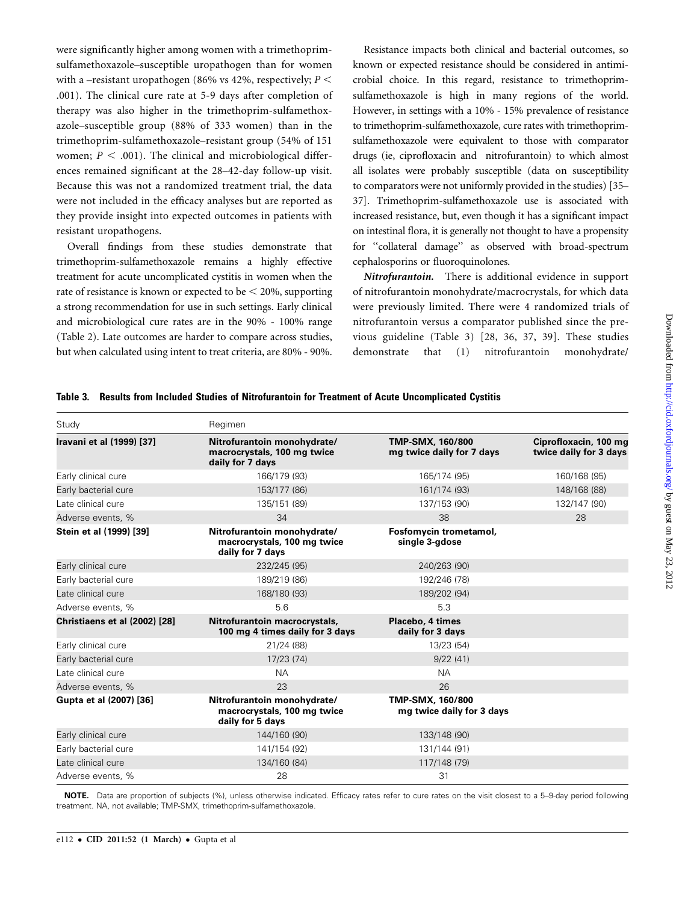were significantly higher among women with a trimethoprim-sulfamethoxazole–susceptible uropathogen than for women with a –resistant uropathogen (86% vs 42%, respectively; $P < .001$). The clinical cure rate at 5-9 days after completion of therapy was also higher in the trimethoprim-sulfamethoxazole–susceptible group (88% of 333 women) than in the trimethoprim-sulfamethoxazole–resistant group (54% of 151 women; $P < .001$). The clinical and microbiological differences remained significant at the 28–42-day follow-up visit. Because this was not a randomized treatment trial, the data were not included in the efficacy analyses but are reported as they provide insight into expected outcomes in patients with resistant uropathogens.

Overall findings from these studies demonstrate that trimethoprim-sulfamethoxazole remains a highly effective treatment for acute uncomplicated cystitis in women when the rate of resistance is known or expected to be < 20%, supporting a strong recommendation for use in such settings. Early clinical and microbiological cure rates are in the 90% - 100% range (Table 2). Late outcomes are harder to compare across studies, but when calculated using intent to treat criteria, are 80% - 90%.

Resistance impacts both clinical and bacterial outcomes, so known or expected resistance should be considered in antimicrobial choice. In this regard, resistance to trimethoprim-sulfamethoxazole is high in many regions of the world. However, in settings with a 10% - 15% prevalence of resistance to trimethoprim-sulfamethoxazole, cure rates with trimethoprim-sulfamethoxazole were equivalent to those with comparator drugs (ie, ciprofloxacin and nitrofurantoin) to which almost all isolates were probably susceptible (data on susceptibility to comparators were not uniformly provided in the studies) [35–37]. Trimethoprim-sulfamethoxazole use is associated with increased resistance, but, even though it has a significant impact on intestinal flora, it is generally not thought to have a propensity for "collateral damage" as observed with broad-spectrum cephalosporins or fluoroquinolones.

***Nitrofurantoin.*** There is additional evidence in support of nitrofurantoin monohydrate/macrocrystals, for which data were previously limited. There were 4 randomized trials of nitrofurantoin versus a comparator published since the previous guideline (Table 3) [28, 36, 37, 39]. These studies demonstrate that (1) nitrofurantoin monohydrate/

**Table 3. Results from Included Studies of Nitrofurantoin for Treatment of Acute Uncomplicated Cystitis**

| Study | Regimen | | |
|---|---|---|---|
| **Iravani et al (1999) [37]** | **Nitrofurantoin monohydrate/ macrocrystals, 100 mg twice daily for 7 days** | **TMP-SMX, 160/800 mg twice daily for 7 days** | **Ciprofloxacin, 100 mg twice daily for 3 days** |
| Early clinical cure | 166/179 (93) | 165/174 (95) | 160/168 (95) |
| Early bacterial cure | 153/177 (86) | 161/174 (93) | 148/168 (88) |
| Late clinical cure | 135/151 (89) | 137/153 (90) | 132/147 (90) |
| Adverse events, % | 34 | 38 | 28 |
| **Stein et al (1999) [39]** | **Nitrofurantoin monohydrate/ macrocrystals, 100 mg twice daily for 7 days** | **Fosfomycin trometamol, single 3-gdose** | |
| Early clinical cure | 232/245 (95) | 240/263 (90) | |
| Early bacterial cure | 189/219 (86) | 192/246 (78) | |
| Late clinical cure | 168/180 (93) | 189/202 (94) | |
| Adverse events, % | 5.6 | 5.3 | |
| **Christiaens et al (2002) [28]** | **Nitrofurantoin macrocrystals, 100 mg 4 times daily for 3 days** | **Placebo, 4 times daily for 3 days** | |
| Early clinical cure | 21/24 (88) | 13/23 (54) | |
| Early bacterial cure | 17/23 (74) | 9/22 (41) | |
| Late clinical cure | NA | NA | |
| Adverse events, % | 23 | 26 | |
| **Gupta et al (2007) [36]** | **Nitrofurantoin monohydrate/ macrocrystals, 100 mg twice daily for 5 days** | **TMP-SMX, 160/800 mg twice daily for 3 days** | |
| Early clinical cure | 144/160 (90) | 133/148 (90) | |
| Early bacterial cure | 141/154 (92) | 131/144 (91) | |
| Late clinical cure | 134/160 (84) | 117/148 (79) | |
| Adverse events, % | 28 | 31 | |

**NOTE.** Data are proportion of subjects (%), unless otherwise indicated. Efficacy rates refer to cure rates on the visit closest to a 5–9-day period following treatment. NA, not available; TMP-SMX, trimethoprim-sulfamethoxazole.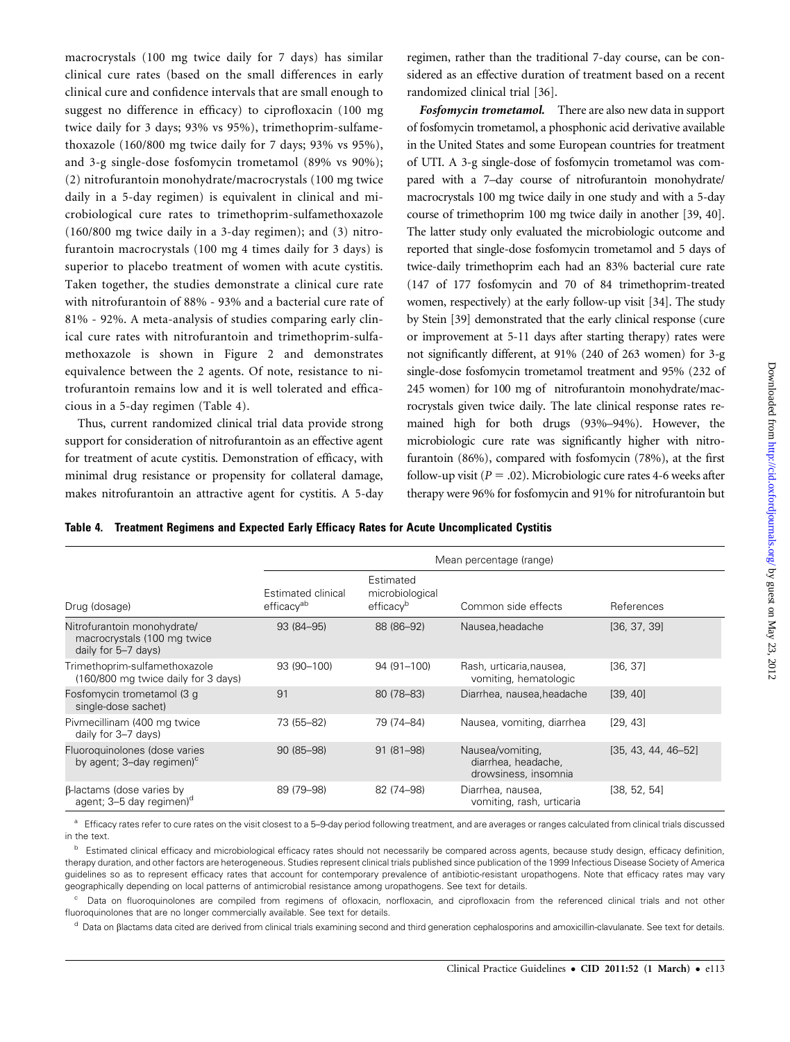macrocrystals (100 mg twice daily for 7 days) has similar clinical cure rates (based on the small differences in early clinical cure and confidence intervals that are small enough to suggest no difference in efficacy) to ciprofloxacin (100 mg twice daily for 3 days; 93% vs 95%), trimethoprim-sulfamethoxazole (160/800 mg twice daily for 7 days; 93% vs 95%), and 3-g single-dose fosfomycin trometamol (89% vs 90%); (2) nitrofurantoin monohydrate/macrocrystals (100 mg twice daily in a 5-day regimen) is equivalent in clinical and microbiological cure rates to trimethoprim-sulfamethoxazole (160/800 mg twice daily in a 3-day regimen); and (3) nitrofurantoin macrocrystals (100 mg 4 times daily for 3 days) is superior to placebo treatment of women with acute cystitis. Taken together, the studies demonstrate a clinical cure rate with nitrofurantoin of 88% - 93% and a bacterial cure rate of 81% - 92%. A meta-analysis of studies comparing early clinical cure rates with nitrofurantoin and trimethoprim-sulfamethoxazole is shown in Figure 2 and demonstrates equivalence between the 2 agents. Of note, resistance to nitrofurantoin remains low and it is well tolerated and efficacious in a 5-day regimen (Table 4).

Thus, current randomized clinical trial data provide strong support for consideration of nitrofurantoin as an effective agent for treatment of acute cystitis. Demonstration of efficacy, with minimal drug resistance or propensity for collateral damage, makes nitrofurantoin an attractive agent for cystitis. A 5-day regimen, rather than the traditional 7-day course, can be considered as an effective duration of treatment based on a recent randomized clinical trial [36].

***Fosfomycin trometamol.*** There are also new data in support of fosfomycin trometamol, a phosphonic acid derivative available in the United States and some European countries for treatment of UTI. A 3-g single-dose of fosfomycin trometamol was compared with a 7–day course of nitrofurantoin monohydrate/macrocrystals 100 mg twice daily in one study and with a 5-day course of trimethoprim 100 mg twice daily in another [39, 40]. The latter study only evaluated the microbiologic outcome and reported that single-dose fosfomycin trometamol and 5 days of twice-daily trimethoprim each had an 83% bacterial cure rate (147 of 177 fosfomycin and 70 of 84 trimethoprim-treated women, respectively) at the early follow-up visit [34]. The study by Stein [39] demonstrated that the early clinical response (cure or improvement at 5-11 days after starting therapy) rates were not significantly different, at 91% (240 of 263 women) for 3-g single-dose fosfomycin trometamol treatment and 95% (232 of 245 women) for 100 mg of nitrofurantoin monohydrate/macrocrystals given twice daily. The late clinical response rates remained high for both drugs (93%–94%). However, the microbiologic cure rate was significantly higher with nitrofurantoin (86%), compared with fosfomycin (78%), at the first follow-up visit ($P = .02$). Microbiologic cure rates 4-6 weeks after therapy were 96% for fosfomycin and 91% for nitrofurantoin but

**Table 4. Treatment Regimens and Expected Early Efficacy Rates for Acute Uncomplicated Cystitis**

| | Mean percentage (range) | | | |
|---|---|---|---|---|
| Drug (dosage) | Estimated clinical efficacy[ab] | Estimated microbiological efficacy[b] | Common side effects | References |
| Nitrofurantoin monohydrate/ macrocrystals (100 mg twice daily for 5–7 days) | 93 (84–95) | 88 (86–92) | Nausea,headache | [36, 37, 39] |
| Trimethoprim-sulfamethoxazole (160/800 mg twice daily for 3 days) | 93 (90–100) | 94 (91–100) | Rash, urticaria,nausea, vomiting, hematologic | [36, 37] |
| Fosfomycin trometamol (3 g single-dose sachet) | 91 | 80 (78–83) | Diarrhea, nausea,headache | [39, 40] |
| Pivmecillinam (400 mg twice daily for 3–7 days) | 73 (55–82) | 79 (74–84) | Nausea, vomiting, diarrhea | [29, 43] |
| Fluoroquinolones (dose varies by agent; 3–day regimen)[c] | 90 (85–98) | 91 (81–98) | Nausea/vomiting, diarrhea, headache, drowsiness, insomnia | [35, 43, 44, 46–52] |
| β-lactams (dose varies by agent; 3–5 day regimen)[d] | 89 (79–98) | 82 (74–98) | Diarrhea, nausea, vomiting, rash, urticaria | [38, 52, 54] |

[a] Efficacy rates refer to cure rates on the visit closest to a 5–9-day period following treatment, and are averages or ranges calculated from clinical trials discussed in the text.

[b] Estimated clinical efficacy and microbiological efficacy rates should not necessarily be compared across agents, because study design, efficacy definition, therapy duration, and other factors are heterogeneous. Studies represent clinical trials published since publication of the 1999 Infectious Disease Society of America guidelines so as to represent efficacy rates that account for contemporary prevalence of antibiotic-resistant uropathogens. Note that efficacy rates may vary geographically depending on local patterns of antimicrobial resistance among uropathogens. See text for details.

[c] Data on fluoroquinolones are compiled from regimens of ofloxacin, norfloxacin, and ciprofloxacin from the referenced clinical trials and not other fluoroquinolones that are no longer commercially available. See text for details.

[d] Data on βlactams data cited are derived from clinical trials examining second and third generation cephalosporins and amoxicillin-clavulanate. See text for details.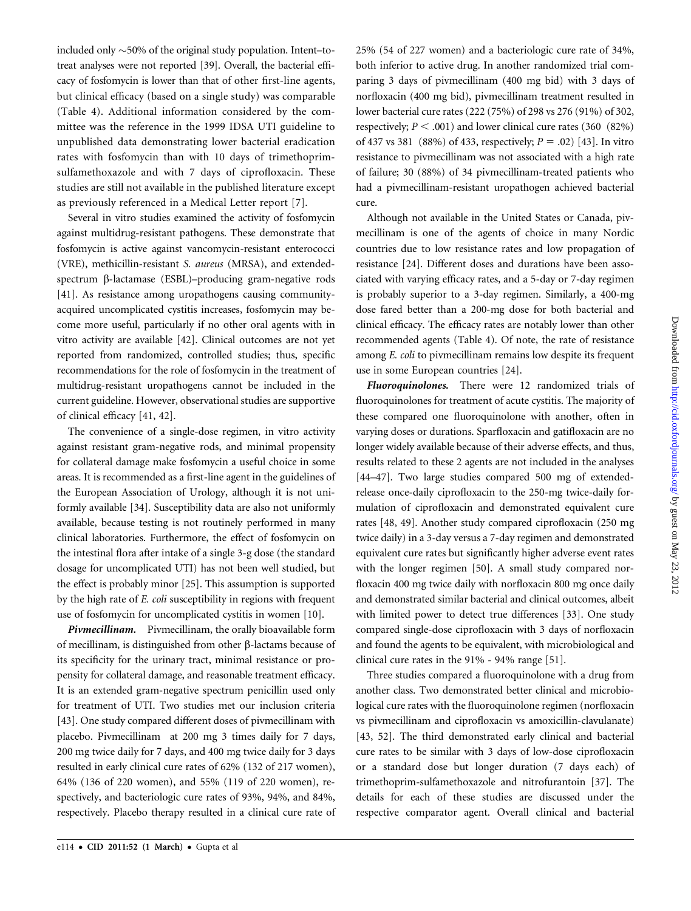included only ~50% of the original study population. Intent–to-treat analyses were not reported [39]. Overall, the bacterial efficacy of fosfomycin is lower than that of other first-line agents, but clinical efficacy (based on a single study) was comparable (Table 4). Additional information considered by the committee was the reference in the 1999 IDSA UTI guideline to unpublished data demonstrating lower bacterial eradication rates with fosfomycin than with 10 days of trimethoprim-sulfamethoxazole and with 7 days of ciprofloxacin. These studies are still not available in the published literature except as previously referenced in a Medical Letter report [7].

Several in vitro studies examined the activity of fosfomycin against multidrug-resistant pathogens. These demonstrate that fosfomycin is active against vancomycin-resistant enterococci (VRE), methicillin-resistant *S. aureus* (MRSA), and extended-spectrum β-lactamase (ESBL)–producing gram-negative rods [41]. As resistance among uropathogens causing community-acquired uncomplicated cystitis increases, fosfomycin may become more useful, particularly if no other oral agents with in vitro activity are available [42]. Clinical outcomes are not yet reported from randomized, controlled studies; thus, specific recommendations for the role of fosfomycin in the treatment of multidrug-resistant uropathogens cannot be included in the current guideline. However, observational studies are supportive of clinical efficacy [41, 42].

The convenience of a single-dose regimen, in vitro activity against resistant gram-negative rods, and minimal propensity for collateral damage make fosfomycin a useful choice in some areas. It is recommended as a first-line agent in the guidelines of the European Association of Urology, although it is not uniformly available [34]. Susceptibility data are also not uniformly available, because testing is not routinely performed in many clinical laboratories. Furthermore, the effect of fosfomycin on the intestinal flora after intake of a single 3-g dose (the standard dosage for uncomplicated UTI) has not been well studied, but the effect is probably minor [25]. This assumption is supported by the high rate of *E. coli* susceptibility in regions with frequent use of fosfomycin for uncomplicated cystitis in women [10].

***Pivmecillinam.*** Pivmecillinam, the orally bioavailable form of mecillinam, is distinguished from other β-lactams because of its specificity for the urinary tract, minimal resistance or propensity for collateral damage, and reasonable treatment efficacy. It is an extended gram-negative spectrum penicillin used only for treatment of UTI. Two studies met our inclusion criteria [43]. One study compared different doses of pivmecillinam with placebo. Pivmecillinam at 200 mg 3 times daily for 7 days, 200 mg twice daily for 7 days, and 400 mg twice daily for 3 days resulted in early clinical cure rates of 62% (132 of 217 women), 64% (136 of 220 women), and 55% (119 of 220 women), respectively, and bacteriologic cure rates of 93%, 94%, and 84%, respectively. Placebo therapy resulted in a clinical cure rate of 25% (54 of 227 women) and a bacteriologic cure rate of 34%, both inferior to active drug. In another randomized trial comparing 3 days of pivmecillinam (400 mg bid) with 3 days of norfloxacin (400 mg bid), pivmecillinam treatment resulted in lower bacterial cure rates (222 (75%) of 298 vs 276 (91%) of 302, respectively; $P < .001$) and lower clinical cure rates (360 (82%) of 437 vs 381 (88%) of 433, respectively; $P = .02$) [43]. In vitro resistance to pivmecillinam was not associated with a high rate of failure; 30 (88%) of 34 pivmecillinam-treated patients who had a pivmecillinam-resistant uropathogen achieved bacterial cure.

Although not available in the United States or Canada, pivmecillinam is one of the agents of choice in many Nordic countries due to low resistance rates and low propagation of resistance [24]. Different doses and durations have been associated with varying efficacy rates, and a 5-day or 7-day regimen is probably superior to a 3-day regimen. Similarly, a 400-mg dose fared better than a 200-mg dose for both bacterial and clinical efficacy. The efficacy rates are notably lower than other recommended agents (Table 4). Of note, the rate of resistance among *E. coli* to pivmecillinam remains low despite its frequent use in some European countries [24].

***Fluoroquinolones.*** There were 12 randomized trials of fluoroquinolones for treatment of acute cystitis. The majority of these compared one fluoroquinolone with another, often in varying doses or durations. Sparfloxacin and gatifloxacin are no longer widely available because of their adverse effects, and thus, results related to these 2 agents are not included in the analyses [44–47]. Two large studies compared 500 mg of extended-release once-daily ciprofloxacin to the 250-mg twice-daily formulation of ciprofloxacin and demonstrated equivalent cure rates [48, 49]. Another study compared ciprofloxacin (250 mg twice daily) in a 3-day versus a 7-day regimen and demonstrated equivalent cure rates but significantly higher adverse event rates with the longer regimen [50]. A small study compared norfloxacin 400 mg twice daily with norfloxacin 800 mg once daily and demonstrated similar bacterial and clinical outcomes, albeit with limited power to detect true differences [33]. One study compared single-dose ciprofloxacin with 3 days of norfloxacin and found the agents to be equivalent, with microbiological and clinical cure rates in the 91% - 94% range [51].

Three studies compared a fluoroquinolone with a drug from another class. Two demonstrated better clinical and microbiological cure rates with the fluoroquinolone regimen (norfloxacin vs pivmecillinam and ciprofloxacin vs amoxicillin-clavulanate) [43, 52]. The third demonstrated early clinical and bacterial cure rates to be similar with 3 days of low-dose ciprofloxacin or a standard dose but longer duration (7 days each) of trimethoprim-sulfamethoxazole and nitrofurantoin [37]. The details for each of these studies are discussed under the respective comparator agent. Overall clinical and bacterial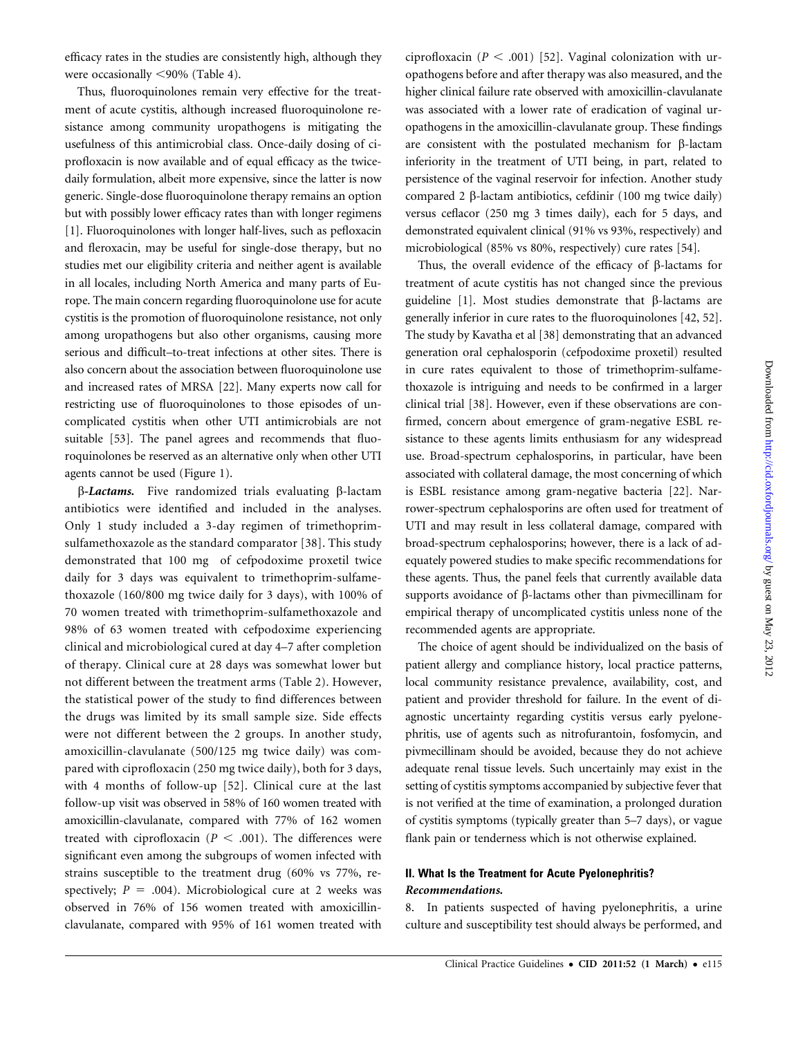efficacy rates in the studies are consistently high, although they were occasionally <90% (Table 4).

Thus, fluoroquinolones remain very effective for the treatment of acute cystitis, although increased fluoroquinolone resistance among community uropathogens is mitigating the usefulness of this antimicrobial class. Once-daily dosing of ciprofloxacin is now available and of equal efficacy as the twice-daily formulation, albeit more expensive, since the latter is now generic. Single-dose fluoroquinolone therapy remains an option but with possibly lower efficacy rates than with longer regimens [1]. Fluoroquinolones with longer half-lives, such as pefloxacin and fleroxacin, may be useful for single-dose therapy, but no studies met our eligibility criteria and neither agent is available in all locales, including North America and many parts of Europe. The main concern regarding fluoroquinolone use for acute cystitis is the promotion of fluoroquinolone resistance, not only among uropathogens but also other organisms, causing more serious and difficult–to-treat infections at other sites. There is also concern about the association between fluoroquinolone use and increased rates of MRSA [22]. Many experts now call for restricting use of fluoroquinolones to those episodes of uncomplicated cystitis when other UTI antimicrobials are not suitable [53]. The panel agrees and recommends that fluoroquinolones be reserved as an alternative only when other UTI agents cannot be used (Figure 1).

***β-Lactams.*** Five randomized trials evaluating β-lactam antibiotics were identified and included in the analyses. Only 1 study included a 3-day regimen of trimethoprim-sulfamethoxazole as the standard comparator [38]. This study demonstrated that 100 mg of cefpodoxime proxetil twice daily for 3 days was equivalent to trimethoprim-sulfamethoxazole (160/800 mg twice daily for 3 days), with 100% of 70 women treated with trimethoprim-sulfamethoxazole and 98% of 63 women treated with cefpodoxime experiencing clinical and microbiological cured at day 4–7 after completion of therapy. Clinical cure at 28 days was somewhat lower but not different between the treatment arms (Table 2). However, the statistical power of the study to find differences between the drugs was limited by its small sample size. Side effects were not different between the 2 groups. In another study, amoxicillin-clavulanate (500/125 mg twice daily) was compared with ciprofloxacin (250 mg twice daily), both for 3 days, with 4 months of follow-up [52]. Clinical cure at the last follow-up visit was observed in 58% of 160 women treated with amoxicillin-clavulanate, compared with 77% of 162 women treated with ciprofloxacin ($P < .001$). The differences were significant even among the subgroups of women infected with strains susceptible to the treatment drug (60% vs 77%, respectively; $P = .004$). Microbiological cure at 2 weeks was observed in 76% of 156 women treated with amoxicillin-clavulanate, compared with 95% of 161 women treated with ciprofloxacin ($P < .001$) [52]. Vaginal colonization with uropathogens before and after therapy was also measured, and the higher clinical failure rate observed with amoxicillin-clavulanate was associated with a lower rate of eradication of vaginal uropathogens in the amoxicillin-clavulanate group. These findings are consistent with the postulated mechanism for β-lactam inferiority in the treatment of UTI being, in part, related to persistence of the vaginal reservoir for infection. Another study compared 2 β-lactam antibiotics, cefdinir (100 mg twice daily) versus ceflacor (250 mg 3 times daily), each for 5 days, and demonstrated equivalent clinical (91% vs 93%, respectively) and microbiological (85% vs 80%, respectively) cure rates [54].

Thus, the overall evidence of the efficacy of β-lactams for treatment of acute cystitis has not changed since the previous guideline [1]. Most studies demonstrate that β-lactams are generally inferior in cure rates to the fluoroquinolones [42, 52]. The study by Kavatha et al [38] demonstrating that an advanced generation oral cephalosporin (cefpodoxime proxetil) resulted in cure rates equivalent to those of trimethoprim-sulfamethoxazole is intriguing and needs to be confirmed in a larger clinical trial [38]. However, even if these observations are confirmed, concern about emergence of gram-negative ESBL resistance to these agents limits enthusiasm for any widespread use. Broad-spectrum cephalosporins, in particular, have been associated with collateral damage, the most concerning of which is ESBL resistance among gram-negative bacteria [22]. Narrower-spectrum cephalosporins are often used for treatment of UTI and may result in less collateral damage, compared with broad-spectrum cephalosporins; however, there is a lack of adequately powered studies to make specific recommendations for these agents. Thus, the panel feels that currently available data supports avoidance of β-lactams other than pivmecillinam for empirical therapy of uncomplicated cystitis unless none of the recommended agents are appropriate.

The choice of agent should be individualized on the basis of patient allergy and compliance history, local practice patterns, local community resistance prevalence, availability, cost, and patient and provider threshold for failure. In the event of diagnostic uncertainty regarding cystitis versus early pyelonephritis, use of agents such as nitrofurantoin, fosfomycin, and pivmecillinam should be avoided, because they do not achieve adequate renal tissue levels. Such uncertainly may exist in the setting of cystitis symptoms accompanied by subjective fever that is not verified at the time of examination, a prolonged duration of cystitis symptoms (typically greater than 5–7 days), or vague flank pain or tenderness which is not otherwise explained.

## II. What Is the Treatment for Acute Pyelonephritis?

### *Recommendations.*

8. In patients suspected of having pyelonephritis, a urine culture and susceptibility test should always be performed, and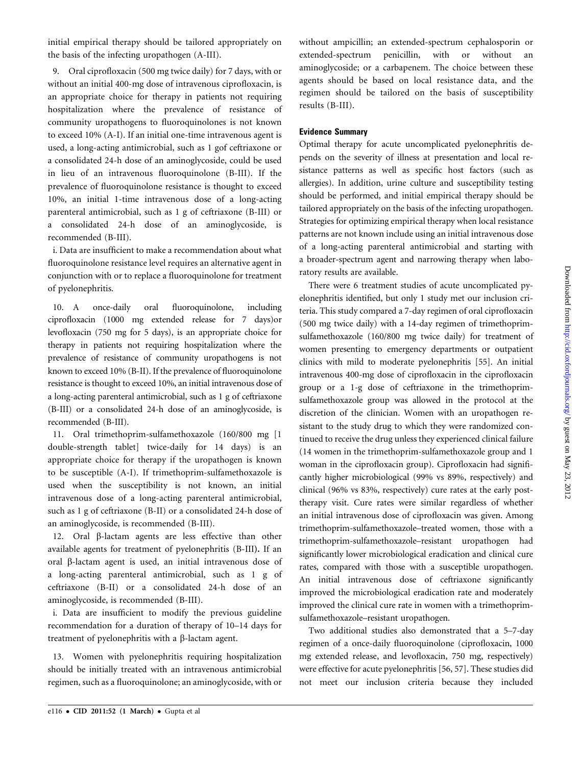initial empirical therapy should be tailored appropriately on the basis of the infecting uropathogen (A-III).

9. Oral ciprofloxacin (500 mg twice daily) for 7 days, with or without an initial 400-mg dose of intravenous ciprofloxacin, is an appropriate choice for therapy in patients not requiring hospitalization where the prevalence of resistance of community uropathogens to fluoroquinolones is not known to exceed 10% (A-I). If an initial one-time intravenous agent is used, a long-acting antimicrobial, such as 1 gof ceftriaxone or a consolidated 24-h dose of an aminoglycoside, could be used in lieu of an intravenous fluoroquinolone (B-III). If the prevalence of fluoroquinolone resistance is thought to exceed 10%, an initial 1-time intravenous dose of a long-acting parenteral antimicrobial, such as 1 g of ceftriaxone (B-III) or a consolidated 24-h dose of an aminoglycoside, is recommended (B-III).

i. Data are insufficient to make a recommendation about what fluoroquinolone resistance level requires an alternative agent in conjunction with or to replace a fluoroquinolone for treatment of pyelonephritis.

10. A once-daily oral fluoroquinolone, including ciprofloxacin (1000 mg extended release for 7 days)or levofloxacin (750 mg for 5 days), is an appropriate choice for therapy in patients not requiring hospitalization where the prevalence of resistance of community uropathogens is not known to exceed 10% (B-II). If the prevalence of fluoroquinolone resistance is thought to exceed 10%, an initial intravenous dose of a long-acting parenteral antimicrobial, such as 1 g of ceftriaxone (B-III) or a consolidated 24-h dose of an aminoglycoside, is recommended (B-III).

11. Oral trimethoprim-sulfamethoxazole (160/800 mg [1 double-strength tablet] twice-daily for 14 days) is an appropriate choice for therapy if the uropathogen is known to be susceptible (A-I). If trimethoprim-sulfamethoxazole is used when the susceptibility is not known, an initial intravenous dose of a long-acting parenteral antimicrobial, such as 1 g of ceftriaxone (B-II) or a consolidated 24-h dose of an aminoglycoside, is recommended (B-III).

12. Oral β-lactam agents are less effective than other available agents for treatment of pyelonephritis (B-III). If an oral β-lactam agent is used, an initial intravenous dose of a long-acting parenteral antimicrobial, such as 1 g of ceftriaxone (B-II) or a consolidated 24-h dose of an aminoglycoside, is recommended (B-III).

i. Data are insufficient to modify the previous guideline recommendation for a duration of therapy of 10–14 days for treatment of pyelonephritis with a β-lactam agent.

13. Women with pyelonephritis requiring hospitalization should be initially treated with an intravenous antimicrobial regimen, such as a fluoroquinolone; an aminoglycoside, with or without ampicillin; an extended-spectrum cephalosporin or extended-spectrum penicillin, with or without an aminoglycoside; or a carbapenem. The choice between these agents should be based on local resistance data, and the regimen should be tailored on the basis of susceptibility results (B-III).

### Evidence Summary

Optimal therapy for acute uncomplicated pyelonephritis depends on the severity of illness at presentation and local resistance patterns as well as specific host factors (such as allergies). In addition, urine culture and susceptibility testing should be performed, and initial empirical therapy should be tailored appropriately on the basis of the infecting uropathogen. Strategies for optimizing empirical therapy when local resistance patterns are not known include using an initial intravenous dose of a long-acting parenteral antimicrobial and starting with a broader-spectrum agent and narrowing therapy when laboratory results are available.

There were 6 treatment studies of acute uncomplicated pyelonephritis identified, but only 1 study met our inclusion criteria. This study compared a 7-day regimen of oral ciprofloxacin (500 mg twice daily) with a 14-day regimen of trimethoprim-sulfamethoxazole (160/800 mg twice daily) for treatment of women presenting to emergency departments or outpatient clinics with mild to moderate pyelonephritis [55]. An initial intravenous 400-mg dose of ciprofloxacin in the ciprofloxacin group or a 1-g dose of ceftriaxone in the trimethoprim-sulfamethoxazole group was allowed in the protocol at the discretion of the clinician. Women with an uropathogen resistant to the study drug to which they were randomized continued to receive the drug unless they experienced clinical failure (14 women in the trimethoprim-sulfamethoxazole group and 1 woman in the ciprofloxacin group). Ciprofloxacin had significantly higher microbiological (99% vs 89%, respectively) and clinical (96% vs 83%, respectively) cure rates at the early post-therapy visit. Cure rates were similar regardless of whether an initial intravenous dose of ciprofloxacin was given. Among trimethoprim-sulfamethoxazole–treated women, those with a trimethoprim-sulfamethoxazole–resistant uropathogen had significantly lower microbiological eradication and clinical cure rates, compared with those with a susceptible uropathogen. An initial intravenous dose of ceftriaxone significantly improved the microbiological eradication rate and moderately improved the clinical cure rate in women with a trimethoprim-sulfamethoxazole–resistant uropathogen.

Two additional studies also demonstrated that a 5–7-day regimen of a once-daily fluoroquinolone (ciprofloxacin, 1000 mg extended release, and levofloxacin, 750 mg, respectively) were effective for acute pyelonephritis [56, 57]. These studies did not meet our inclusion criteria because they included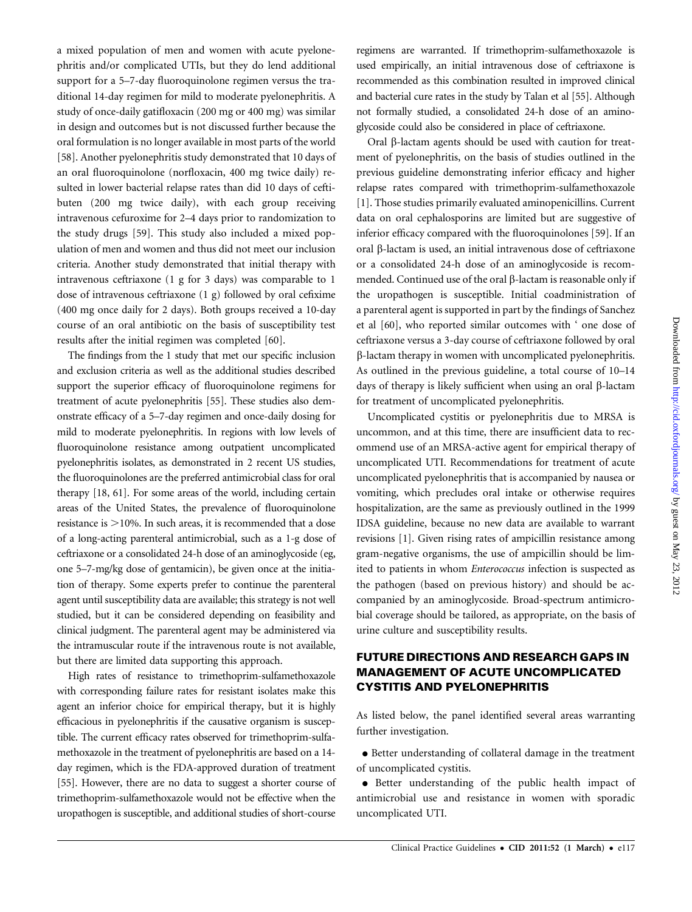a mixed population of men and women with acute pyelonephritis and/or complicated UTIs, but they do lend additional support for a 5–7-day fluoroquinolone regimen versus the traditional 14-day regimen for mild to moderate pyelonephritis. A study of once-daily gatifloxacin (200 mg or 400 mg) was similar in design and outcomes but is not discussed further because the oral formulation is no longer available in most parts of the world [58]. Another pyelonephritis study demonstrated that 10 days of an oral fluoroquinolone (norfloxacin, 400 mg twice daily) resulted in lower bacterial relapse rates than did 10 days of ceftibuten (200 mg twice daily), with each group receiving intravenous cefuroxime for 2–4 days prior to randomization to the study drugs [59]. This study also included a mixed population of men and women and thus did not meet our inclusion criteria. Another study demonstrated that initial therapy with intravenous ceftriaxone (1 g for 3 days) was comparable to 1 dose of intravenous ceftriaxone (1 g) followed by oral cefixime (400 mg once daily for 2 days). Both groups received a 10-day course of an oral antibiotic on the basis of susceptibility test results after the initial regimen was completed [60].

The findings from the 1 study that met our specific inclusion and exclusion criteria as well as the additional studies described support the superior efficacy of fluoroquinolone regimens for treatment of acute pyelonephritis [55]. These studies also demonstrate efficacy of a 5–7-day regimen and once-daily dosing for mild to moderate pyelonephritis. In regions with low levels of fluoroquinolone resistance among outpatient uncomplicated pyelonephritis isolates, as demonstrated in 2 recent US studies, the fluoroquinolones are the preferred antimicrobial class for oral therapy [18, 61]. For some areas of the world, including certain areas of the United States, the prevalence of fluoroquinolone resistance is >10%. In such areas, it is recommended that a dose of a long-acting parenteral antimicrobial, such as a 1-g dose of ceftriaxone or a consolidated 24-h dose of an aminoglycoside (eg, one 5–7-mg/kg dose of gentamicin), be given once at the initiation of therapy. Some experts prefer to continue the parenteral agent until susceptibility data are available; this strategy is not well studied, but it can be considered depending on feasibility and clinical judgment. The parenteral agent may be administered via the intramuscular route if the intravenous route is not available, but there are limited data supporting this approach.

High rates of resistance to trimethoprim-sulfamethoxazole with corresponding failure rates for resistant isolates make this agent an inferior choice for empirical therapy, but it is highly efficacious in pyelonephritis if the causative organism is susceptible. The current efficacy rates observed for trimethoprim-sulfamethoxazole in the treatment of pyelonephritis are based on a 14-day regimen, which is the FDA-approved duration of treatment [55]. However, there are no data to suggest a shorter course of trimethoprim-sulfamethoxazole would not be effective when the uropathogen is susceptible, and additional studies of short-course regimens are warranted. If trimethoprim-sulfamethoxazole is used empirically, an initial intravenous dose of ceftriaxone is recommended as this combination resulted in improved clinical and bacterial cure rates in the study by Talan et al [55]. Although not formally studied, a consolidated 24-h dose of an aminoglycoside could also be considered in place of ceftriaxone.

Oral β-lactam agents should be used with caution for treatment of pyelonephritis, on the basis of studies outlined in the previous guideline demonstrating inferior efficacy and higher relapse rates compared with trimethoprim-sulfamethoxazole [1]. Those studies primarily evaluated aminopenicillins. Current data on oral cephalosporins are limited but are suggestive of inferior efficacy compared with the fluoroquinolones [59]. If an oral β-lactam is used, an initial intravenous dose of ceftriaxone or a consolidated 24-h dose of an aminoglycoside is recommended. Continued use of the oral β-lactam is reasonable only if the uropathogen is susceptible. Initial coadministration of a parenteral agent is supported in part by the findings of Sanchez et al [60], who reported similar outcomes with ' one dose of ceftriaxone versus a 3-day course of ceftriaxone followed by oral β-lactam therapy in women with uncomplicated pyelonephritis. As outlined in the previous guideline, a total course of 10–14 days of therapy is likely sufficient when using an oral β-lactam for treatment of uncomplicated pyelonephritis.

Uncomplicated cystitis or pyelonephritis due to MRSA is uncommon, and at this time, there are insufficient data to recommend use of an MRSA-active agent for empirical therapy of uncomplicated UTI. Recommendations for treatment of acute uncomplicated pyelonephritis that is accompanied by nausea or vomiting, which precludes oral intake or otherwise requires hospitalization, are the same as previously outlined in the 1999 IDSA guideline, because no new data are available to warrant revisions [1]. Given rising rates of ampicillin resistance among gram-negative organisms, the use of ampicillin should be limited to patients in whom *Enterococcus* infection is suspected as the pathogen (based on previous history) and should be accompanied by an aminoglycoside. Broad-spectrum antimicrobial coverage should be tailored, as appropriate, on the basis of urine culture and susceptibility results.

## FUTURE DIRECTIONS AND RESEARCH GAPS IN MANAGEMENT OF ACUTE UNCOMPLICATED CYSTITIS AND PYELONEPHRITIS

As listed below, the panel identified several areas warranting further investigation.

- Better understanding of collateral damage in the treatment of uncomplicated cystitis.
- Better understanding of the public health impact of antimicrobial use and resistance in women with sporadic uncomplicated UTI.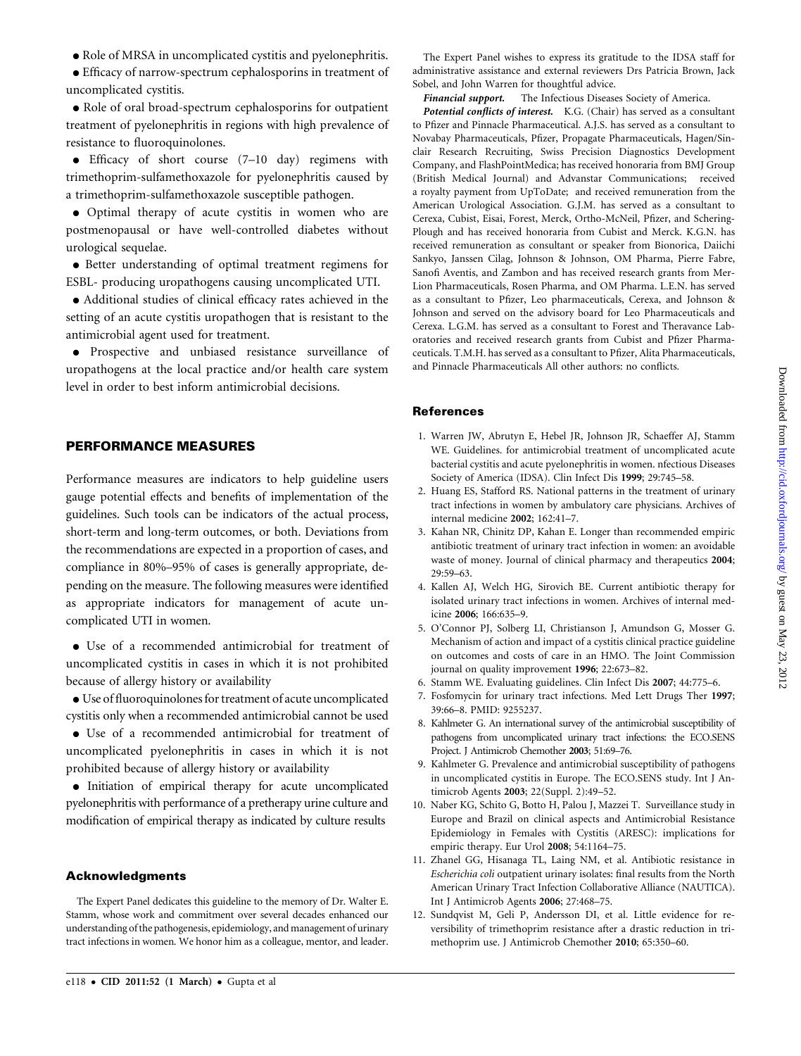- Role of MRSA in uncomplicated cystitis and pyelonephritis.
- Efficacy of narrow-spectrum cephalosporins in treatment of uncomplicated cystitis.
- Role of oral broad-spectrum cephalosporins for outpatient treatment of pyelonephritis in regions with high prevalence of resistance to fluoroquinolones.
- Efficacy of short course (7–10 day) regimens with trimethoprim-sulfamethoxazole for pyelonephritis caused by a trimethoprim-sulfamethoxazole susceptible pathogen.
- Optimal therapy of acute cystitis in women who are postmenopausal or have well-controlled diabetes without urological sequelae.
- Better understanding of optimal treatment regimens for ESBL- producing uropathogens causing uncomplicated UTI.
- Additional studies of clinical efficacy rates achieved in the setting of an acute cystitis uropathogen that is resistant to the antimicrobial agent used for treatment.
- Prospective and unbiased resistance surveillance of uropathogens at the local practice and/or health care system level in order to best inform antimicrobial decisions.

## PERFORMANCE MEASURES

Performance measures are indicators to help guideline users gauge potential effects and benefits of implementation of the guidelines. Such tools can be indicators of the actual process, short-term and long-term outcomes, or both. Deviations from the recommendations are expected in a proportion of cases, and compliance in 80%–95% of cases is generally appropriate, depending on the measure. The following measures were identified as appropriate indicators for management of acute uncomplicated UTI in women.

- Use of a recommended antimicrobial for treatment of uncomplicated cystitis in cases in which it is not prohibited because of allergy history or availability
- Use of fluoroquinolones for treatment of acute uncomplicated cystitis only when a recommended antimicrobial cannot be used
- Use of a recommended antimicrobial for treatment of uncomplicated pyelonephritis in cases in which it is not prohibited because of allergy history or availability
- Initiation of empirical therapy for acute uncomplicated pyelonephritis with performance of a pretherapy urine culture and modification of empirical therapy as indicated by culture results

## Acknowledgments

The Expert Panel dedicates this guideline to the memory of Dr. Walter E. Stamm, whose work and commitment over several decades enhanced our understanding of the pathogenesis, epidemiology, and management of urinary tract infections in women. We honor him as a colleague, mentor, and leader.

The Expert Panel wishes to express its gratitude to the IDSA staff for administrative assistance and external reviewers Drs Patricia Brown, Jack Sobel, and John Warren for thoughtful advice.

***Financial support.*** The Infectious Diseases Society of America.

***Potential conflicts of interest.*** K.G. (Chair) has served as a consultant to Pfizer and Pinnacle Pharmaceutical. A.J.S. has served as a consultant to Novabay Pharmaceuticals, Pfizer, Propagate Pharmaceuticals, Hagen/Sinclair Research Recruiting, Swiss Precision Diagnostics Development Company, and FlashPointMedica; has received honoraria from BMJ Group (British Medical Journal) and Advanstar Communications; received a royalty payment from UpToDate; and received remuneration from the American Urological Association. G.J.M. has served as a consultant to Cerexa, Cubist, Eisai, Forest, Merck, Ortho-McNeil, Pfizer, and Schering-Plough and has received honoraria from Cubist and Merck. K.G.N. has received remuneration as consultant or speaker from Bionorica, Daiichi Sankyo, Janssen Cilag, Johnson & Johnson, OM Pharma, Pierre Fabre, Sanofi Aventis, and Zambon and has received research grants from Mer-Lion Pharmaceuticals, Rosen Pharma, and OM Pharma. L.E.N. has served as a consultant to Pfizer, Leo pharmaceuticals, Cerexa, and Johnson & Johnson and served on the advisory board for Leo Pharmaceuticals and Cerexa. L.G.M. has served as a consultant to Forest and Theravance Laboratories and received research grants from Cubist and Pfizer Pharmaceuticals. T.M.H. has served as a consultant to Pfizer, Alita Pharmaceuticals, and Pinnacle Pharmaceuticals All other authors: no conflicts.

## References

1. Warren JW, Abrutyn E, Hebel JR, Johnson JR, Schaeffer AJ, Stamm WE. Guidelines. for antimicrobial treatment of uncomplicated acute bacterial cystitis and acute pyelonephritis in women. nfectious Diseases Society of America (IDSA). Clin Infect Dis **1999**; 29:745–58.
2. Huang ES, Stafford RS. National patterns in the treatment of urinary tract infections in women by ambulatory care physicians. Archives of internal medicine **2002**; 162:41–7.
3. Kahan NR, Chinitz DP, Kahan E. Longer than recommended empiric antibiotic treatment of urinary tract infection in women: an avoidable waste of money. Journal of clinical pharmacy and therapeutics **2004**; 29:59–63.
4. Kallen AJ, Welch HG, Sirovich BE. Current antibiotic therapy for isolated urinary tract infections in women. Archives of internal medicine **2006**; 166:635–9.
5. O'Connor PJ, Solberg LI, Christianson J, Amundson G, Mosser G. Mechanism of action and impact of a cystitis clinical practice guideline on outcomes and costs of care in an HMO. The Joint Commission journal on quality improvement **1996**; 22:673–82.
6. Stamm WE. Evaluating guidelines. Clin Infect Dis **2007**; 44:775–6.
7. Fosfomycin for urinary tract infections. Med Lett Drugs Ther **1997**; 39:66–8. PMID: 9255237.
8. Kahlmeter G. An international survey of the antimicrobial susceptibility of pathogens from uncomplicated urinary tract infections: the ECO.SENS Project. J Antimicrob Chemother **2003**; 51:69–76.
9. Kahlmeter G. Prevalence and antimicrobial susceptibility of pathogens in uncomplicated cystitis in Europe. The ECO.SENS study. Int J Antimicrob Agents **2003**; 22(Suppl. 2):49–52.
10. Naber KG, Schito G, Botto H, Palou J, Mazzei T. Surveillance study in Europe and Brazil on clinical aspects and Antimicrobial Resistance Epidemiology in Females with Cystitis (ARESC): implications for empiric therapy. Eur Urol **2008**; 54:1164–75.
11. Zhanel GG, Hisanaga TL, Laing NM, et al. Antibiotic resistance in *Escherichia coli* outpatient urinary isolates: final results from the North American Urinary Tract Infection Collaborative Alliance (NAUTICA). Int J Antimicrob Agents **2006**; 27:468–75.
12. Sundqvist M, Geli P, Andersson DI, et al. Little evidence for reversibility of trimethoprim resistance after a drastic reduction in trimethoprim use. J Antimicrob Chemother **2010**; 65:350–60.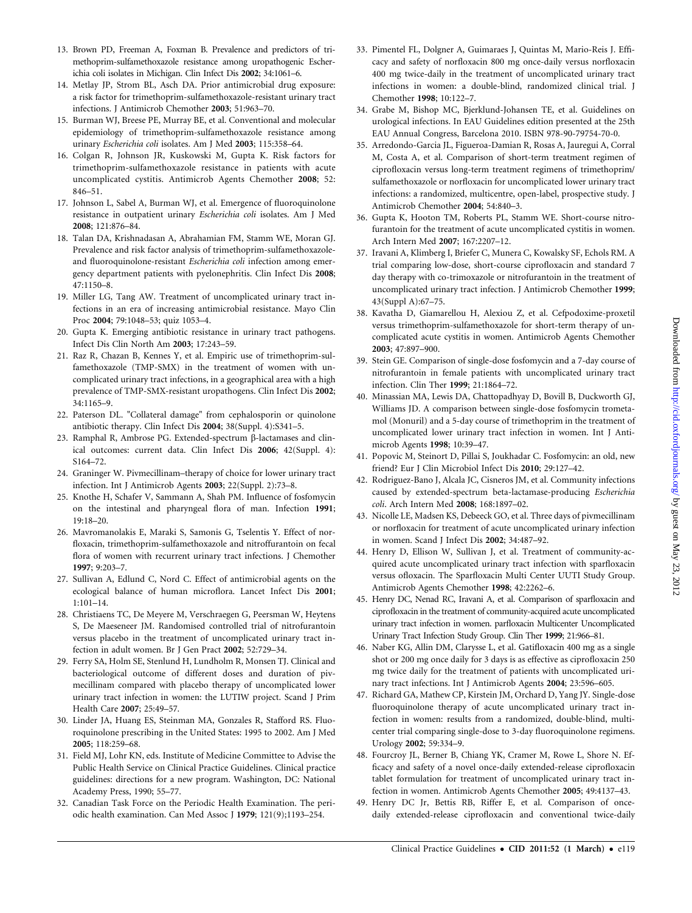13. Brown PD, Freeman A, Foxman B. Prevalence and predictors of trimethoprim-sulfamethoxazole resistance among uropathogenic Escherichia coli isolates in Michigan. Clin Infect Dis **2002**; 34:1061–6.
14. Metlay JP, Strom BL, Asch DA. Prior antimicrobial drug exposure: a risk factor for trimethoprim-sulfamethoxazole-resistant urinary tract infections. J Antimicrob Chemother **2003**; 51:963–70.
15. Burman WJ, Breese PE, Murray BE, et al. Conventional and molecular epidemiology of trimethoprim-sulfamethoxazole resistance among urinary *Escherichia coli* isolates. Am J Med **2003**; 115:358–64.
16. Colgan R, Johnson JR, Kuskowski M, Gupta K. Risk factors for trimethoprim-sulfamethoxazole resistance in patients with acute uncomplicated cystitis. Antimicrob Agents Chemother **2008**; 52: 846–51.
17. Johnson L, Sabel A, Burman WJ, et al. Emergence of fluoroquinolone resistance in outpatient urinary *Escherichia coli* isolates. Am J Med **2008**; 121:876–84.
18. Talan DA, Krishnadasan A, Abrahamian FM, Stamm WE, Moran GJ. Prevalence and risk factor analysis of trimethoprim-sulfamethoxazole- and fluoroquinolone-resistant *Escherichia coli* infection among emergency department patients with pyelonephritis. Clin Infect Dis **2008**; 47:1150–8.
19. Miller LG, Tang AW. Treatment of uncomplicated urinary tract infections in an era of increasing antimicrobial resistance. Mayo Clin Proc **2004**; 79:1048–53; quiz 1053–4.
20. Gupta K. Emerging antibiotic resistance in urinary tract pathogens. Infect Dis Clin North Am **2003**; 17:243–59.
21. Raz R, Chazan B, Kennes Y, et al. Empiric use of trimethoprim-sulfamethoxazole (TMP-SMX) in the treatment of women with uncomplicated urinary tract infections, in a geographical area with a high prevalence of TMP-SMX-resistant uropathogens. Clin Infect Dis **2002**; 34:1165–9.
22. Paterson DL. "Collateral damage" from cephalosporin or quinolone antibiotic therapy. Clin Infect Dis **2004**; 38(Suppl. 4):S341–5.
23. Ramphal R, Ambrose PG. Extended-spectrum β-lactamases and clinical outcomes: current data. Clin Infect Dis **2006**; 42(Suppl. 4): S164–72.
24. Graninger W. Pivmecillinam–therapy of choice for lower urinary tract infection. Int J Antimicrob Agents **2003**; 22(Suppl. 2):73–8.
25. Knothe H, Schafer V, Sammann A, Shah PM. Influence of fosfomycin on the intestinal and pharyngeal flora of man. Infection **1991**; 19:18–20.
26. Mavromanolakis E, Maraki S, Samonis G, Tselentis Y. Effect of norfloxacin, trimethoprim-sulfamethoxazole and nitrofurantoin on fecal flora of women with recurrent urinary tract infections. J Chemother **1997**; 9:203–7.
27. Sullivan A, Edlund C, Nord C. Effect of antimicrobial agents on the ecological balance of human microflora. Lancet Infect Dis **2001**; 1:101–14.
28. Christiaens TC, De Meyere M, Verschraegen G, Peersman W, Heytens S, De Maeseneer JM. Randomised controlled trial of nitrofurantoin versus placebo in the treatment of uncomplicated urinary tract infection in adult women. Br J Gen Pract **2002**; 52:729–34.
29. Ferry SA, Holm SE, Stenlund H, Lundholm R, Monsen TJ. Clinical and bacteriological outcome of different doses and duration of pivmecillinam compared with placebo therapy of uncomplicated lower urinary tract infection in women: the LUTIW project. Scand J Prim Health Care **2007**; 25:49–57.
30. Linder JA, Huang ES, Steinman MA, Gonzales R, Stafford RS. Fluoroquinolone prescribing in the United States: 1995 to 2002. Am J Med **2005**; 118:259–68.
31. Field MJ, Lohr KN, eds. Institute of Medicine Committee to Advise the Public Health Service on Clinical Practice Guidelines. Clinical practice guidelines: directions for a new program. Washington, DC: National Academy Press, 1990; 55–77.
32. Canadian Task Force on the Periodic Health Examination. The periodic health examination. Can Med Assoc J **1979**; 121(9);1193–254.
33. Pimentel FL, Dolgner A, Guimaraes J, Quintas M, Mario-Reis J. Efficacy and safety of norfloxacin 800 mg once-daily versus norfloxacin 400 mg twice-daily in the treatment of uncomplicated urinary tract infections in women: a double-blind, randomized clinical trial. J Chemother **1998**; 10:122–7.
34. Grabe M, Bishop MC, Bjerklund-Johansen TE, et al. Guidelines on urological infections. In EAU Guidelines edition presented at the 25th EAU Annual Congress, Barcelona 2010. ISBN 978-90-79754-70-0.
35. Arredondo-Garcia JL, Figueroa-Damian R, Rosas A, Jauregui A, Corral M, Costa A, et al. Comparison of short-term treatment regimen of ciprofloxacin versus long-term treatment regimens of trimethoprim/sulfamethoxazole or norfloxacin for uncomplicated lower urinary tract infections: a randomized, multicentre, open-label, prospective study. J Antimicrob Chemother **2004**; 54:840–3.
36. Gupta K, Hooton TM, Roberts PL, Stamm WE. Short-course nitrofurantoin for the treatment of acute uncomplicated cystitis in women. Arch Intern Med **2007**; 167:2207–12.
37. Iravani A, Klimberg I, Briefer C, Munera C, Kowalsky SF, Echols RM. A trial comparing low-dose, short-course ciprofloxacin and standard 7 day therapy with co-trimoxazole or nitrofurantoin in the treatment of uncomplicated urinary tract infection. J Antimicrob Chemother **1999**; 43(Suppl A):67–75.
38. Kavatha D, Giamarellou H, Alexiou Z, et al. Cefpodoxime-proxetil versus trimethoprim-sulfamethoxazole for short-term therapy of uncomplicated acute cystitis in women. Antimicrob Agents Chemother **2003**; 47:897–900.
39. Stein GE. Comparison of single-dose fosfomycin and a 7-day course of nitrofurantoin in female patients with uncomplicated urinary tract infection. Clin Ther **1999**; 21:1864–72.
40. Minassian MA, Lewis DA, Chattopadhyay D, Bovill B, Duckworth GJ, Williams JD. A comparison between single-dose fosfomycin trometamol (Monuril) and a 5-day course of trimethoprim in the treatment of uncomplicated lower urinary tract infection in women. Int J Antimicrob Agents **1998**; 10:39–47.
41. Popovic M, Steinort D, Pillai S, Joukhadar C. Fosfomycin: an old, new friend? Eur J Clin Microbiol Infect Dis **2010**; 29:127–42.
42. Rodriguez-Bano J, Alcala JC, Cisneros JM, et al. Community infections caused by extended-spectrum beta-lactamase-producing *Escherichia coli*. Arch Intern Med **2008**; 168:1897–02.
43. Nicolle LE, Madsen KS, Debeeck GO, et al. Three days of pivmecillinam or norfloxacin for treatment of acute uncomplicated urinary infection in women. Scand J Infect Dis **2002**; 34:487–92.
44. Henry D, Ellison W, Sullivan J, et al. Treatment of community-acquired acute uncomplicated urinary tract infection with sparfloxacin versus ofloxacin. The Sparfloxacin Multi Center UUTI Study Group. Antimicrob Agents Chemother **1998**; 42:2262–6.
45. Henry DC, Nenad RC, Iravani A, et al. Comparison of sparfloxacin and ciprofloxacin in the treatment of community-acquired acute uncomplicated urinary tract infection in women. parfloxacin Multicenter Uncomplicated Urinary Tract Infection Study Group. Clin Ther **1999**; 21:966–81.
46. Naber KG, Allin DM, Clarysse L, et al. Gatifloxacin 400 mg as a single shot or 200 mg once daily for 3 days is as effective as ciprofloxacin 250 mg twice daily for the treatment of patients with uncomplicated urinary tract infections. Int J Antimicrob Agents **2004**; 23:596–605.
47. Richard GA, Mathew CP, Kirstein JM, Orchard D, Yang JY. Single-dose fluoroquinolone therapy of acute uncomplicated urinary tract infection in women: results from a randomized, double-blind, multicenter trial comparing single-dose to 3-day fluoroquinolone regimens. Urology **2002**; 59:334–9.
48. Fourcroy JL, Berner B, Chiang YK, Cramer M, Rowe L, Shore N. Efficacy and safety of a novel once-daily extended-release ciprofloxacin tablet formulation for treatment of uncomplicated urinary tract infection in women. Antimicrob Agents Chemother **2005**; 49:4137–43.
49. Henry DC Jr, Bettis RB, Riffer E, et al. Comparison of once-daily extended-release ciprofloxacin and conventional twice-daily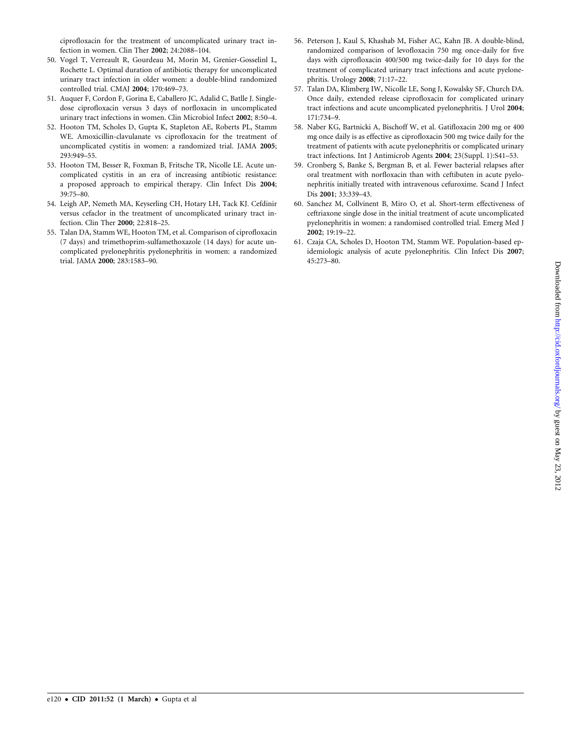ciprofloxacin for the treatment of uncomplicated urinary tract infection in women. Clin Ther **2002**; 24:2088–104.

50. Vogel T, Verreault R, Gourdeau M, Morin M, Grenier-Gosselinl L, Rochette L. Optimal duration of antibiotic therapy for uncomplicated urinary tract infection in older women: a double-blind randomized controlled trial. CMAJ **2004**; 170:469–73.
51. Auquer F, Cordon F, Gorina E, Caballero JC, Adalid C, Batlle J. Single-dose ciprofloxacin versus 3 days of norfloxacin in uncomplicated urinary tract infections in women. Clin Microbiol Infect **2002**; 8:50–4.
52. Hooton TM, Scholes D, Gupta K, Stapleton AE, Roberts PL, Stamm WE. Amoxicillin-clavulanate vs ciprofloxacin for the treatment of uncomplicated cystitis in women: a randomized trial. JAMA **2005**; 293:949–55.
53. Hooton TM, Besser R, Foxman B, Fritsche TR, Nicolle LE. Acute uncomplicated cystitis in an era of increasing antibiotic resistance: a proposed approach to empirical therapy. Clin Infect Dis **2004**; 39:75–80.
54. Leigh AP, Nemeth MA, Keyserling CH, Hotary LH, Tack KJ. Cefdinir versus cefaclor in the treatment of uncomplicated urinary tract infection. Clin Ther **2000**; 22:818–25.
55. Talan DA, Stamm WE, Hooton TM, et al. Comparison of ciprofloxacin (7 days) and trimethoprim-sulfamethoxazole (14 days) for acute uncomplicated pyelonephritis pyelonephritis in women: a randomized trial. JAMA **2000**; 283:1583–90.
56. Peterson J, Kaul S, Khashab M, Fisher AC, Kahn JB. A double-blind, randomized comparison of levofloxacin 750 mg once-daily for five days with ciprofloxacin 400/500 mg twice-daily for 10 days for the treatment of complicated urinary tract infections and acute pyelonephritis. Urology **2008**; 71:17–22.
57. Talan DA, Klimberg IW, Nicolle LE, Song J, Kowalsky SF, Church DA. Once daily, extended release ciprofloxacin for complicated urinary tract infections and acute uncomplicated pyelonephritis. J Urol **2004**; 171:734–9.
58. Naber KG, Bartnicki A, Bischoff W, et al. Gatifloxacin 200 mg or 400 mg once daily is as effective as ciprofloxacin 500 mg twice daily for the treatment of patients with acute pyelonephritis or complicated urinary tract infections. Int J Antimicrob Agents **2004**; 23(Suppl. 1):S41–53.
59. Cronberg S, Banke S, Bergman B, et al. Fewer bacterial relapses after oral treatment with norfloxacin than with ceftibuten in acute pyelonephritis initially treated with intravenous cefuroxime. Scand J Infect Dis **2001**; 33:339–43.
60. Sanchez M, Collvinent B, Miro O, et al. Short-term effectiveness of ceftriaxone single dose in the initial treatment of acute uncomplicated pyelonephritis in women: a randomised controlled trial. Emerg Med J **2002**; 19:19–22.
61. Czaja CA, Scholes D, Hooton TM, Stamm WE. Population-based epidemiologic analysis of acute pyelonephritis. Clin Infect Dis **2007**; 45:273–80.